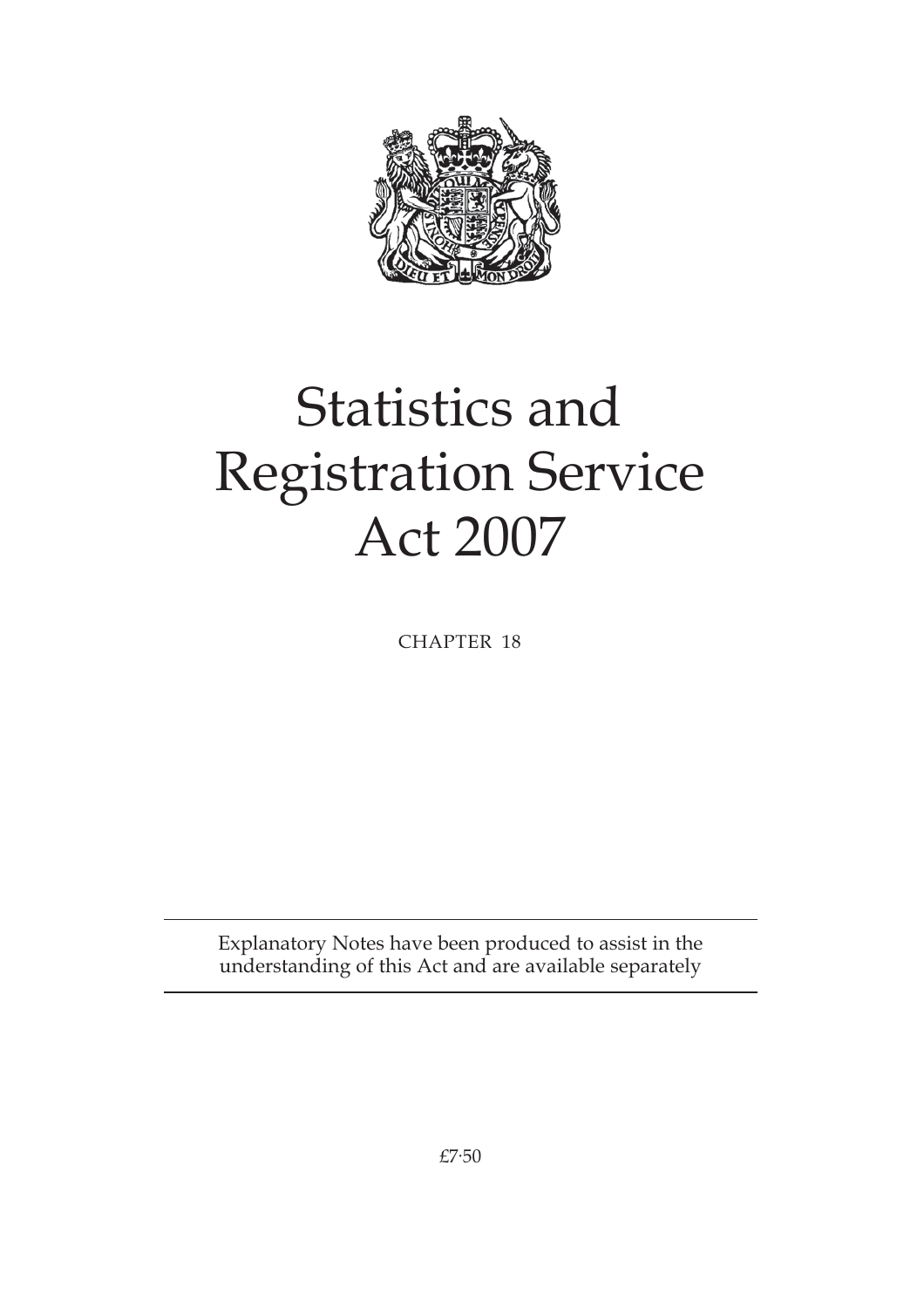# Statistics and Registration Service Act 2007

CHAPTER 18

Explanatory Notes have been produced to assist in the understanding of this Act and are available separately

£7·50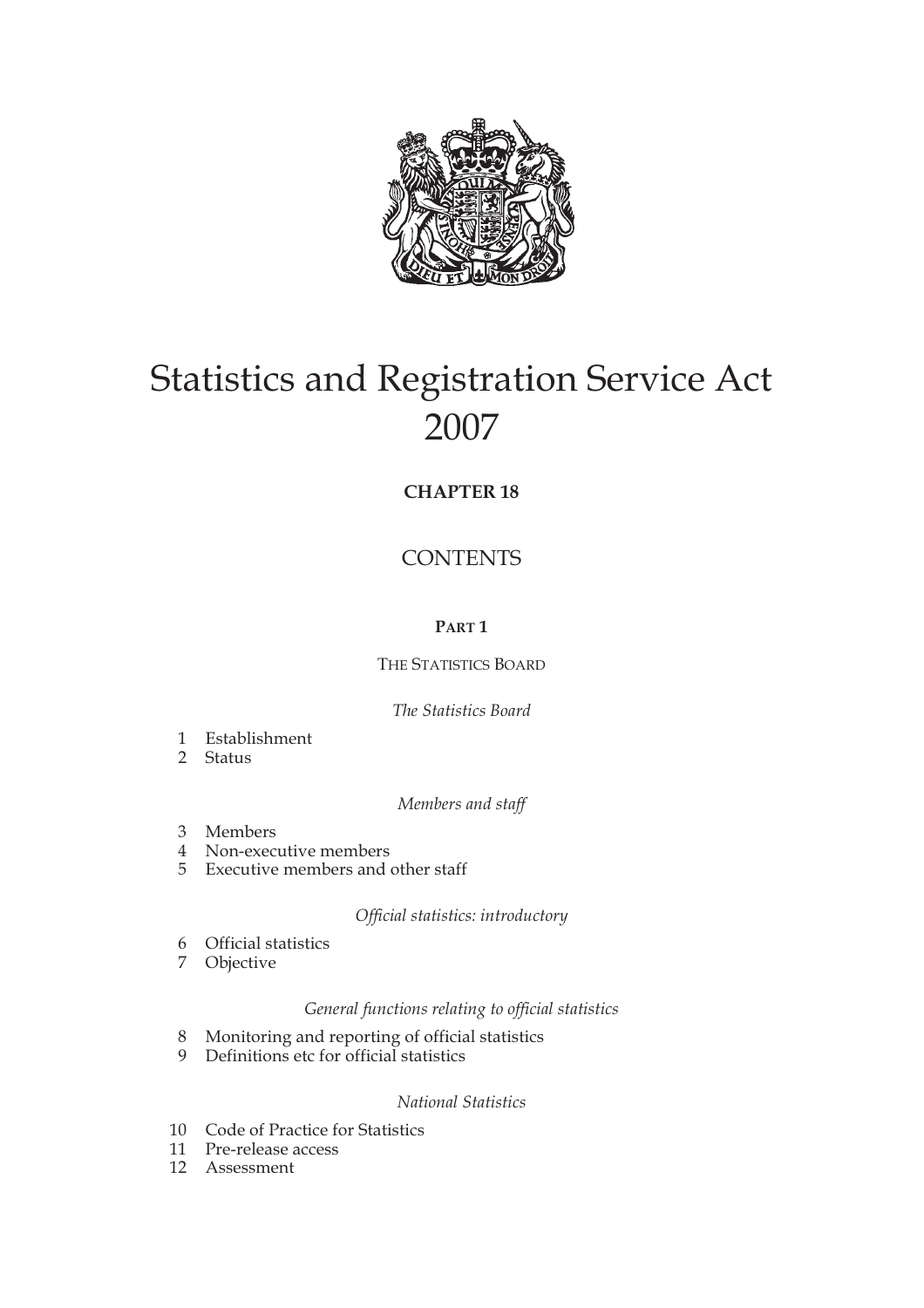# Statistics and Registration Service Act 2007

**CHAPTER 18**

## CONTENTS

### PART 1

THE STATISTICS BOARD

*The Statistics Board*

1 Establishment
2 Status

*Members and staff*

3 Members
4 Non-executive members
5 Executive members and other staff

*Official statistics: introductory*

6 Official statistics
7 Objective

*General functions relating to official statistics*

8 Monitoring and reporting of official statistics
9 Definitions etc for official statistics

*National Statistics*

10 Code of Practice for Statistics
11 Pre-release access
12 Assessment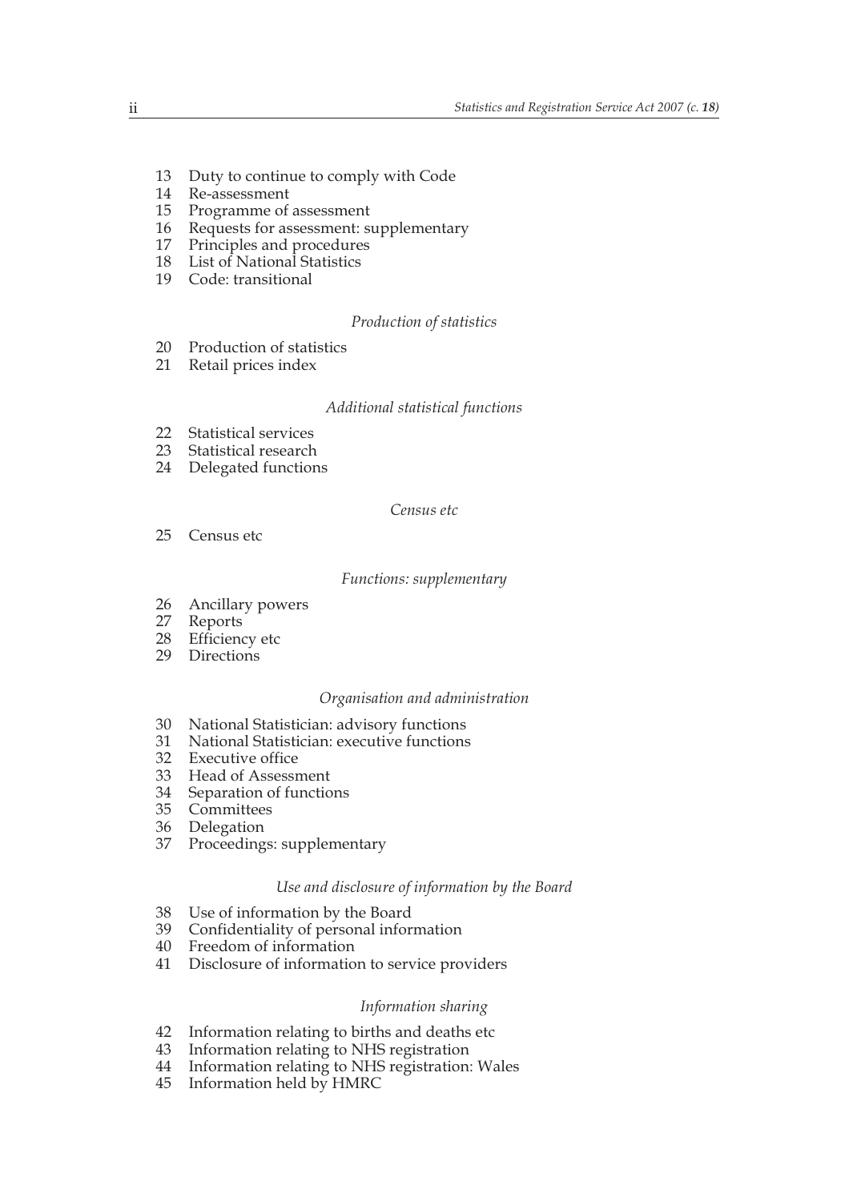13 Duty to continue to comply with Code
14 Re-assessment
15 Programme of assessment
16 Requests for assessment: supplementary
17 Principles and procedures
18 List of National Statistics
19 Code: transitional

*Production of statistics*

20 Production of statistics
21 Retail prices index

*Additional statistical functions*

22 Statistical services
23 Statistical research
24 Delegated functions

*Census etc*

25 Census etc

*Functions: supplementary*

26 Ancillary powers
27 Reports
28 Efficiency etc
29 Directions

*Organisation and administration*

30 National Statistician: advisory functions
31 National Statistician: executive functions
32 Executive office
33 Head of Assessment
34 Separation of functions
35 Committees
36 Delegation
37 Proceedings: supplementary

*Use and disclosure of information by the Board*

38 Use of information by the Board
39 Confidentiality of personal information
40 Freedom of information
41 Disclosure of information to service providers

*Information sharing*

42 Information relating to births and deaths etc
43 Information relating to NHS registration
44 Information relating to NHS registration: Wales
45 Information held by HMRC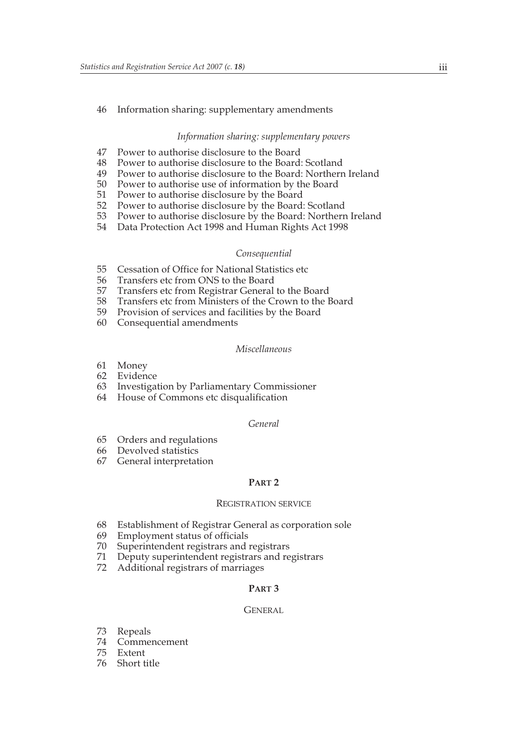46 Information sharing: supplementary amendments

*Information sharing: supplementary powers*

47 Power to authorise disclosure to the Board
48 Power to authorise disclosure to the Board: Scotland
49 Power to authorise disclosure to the Board: Northern Ireland
50 Power to authorise use of information by the Board
51 Power to authorise disclosure by the Board
52 Power to authorise disclosure by the Board: Scotland
53 Power to authorise disclosure by the Board: Northern Ireland
54 Data Protection Act 1998 and Human Rights Act 1998

*Consequential*

55 Cessation of Office for National Statistics etc
56 Transfers etc from ONS to the Board
57 Transfers etc from Registrar General to the Board
58 Transfers etc from Ministers of the Crown to the Board
59 Provision of services and facilities by the Board
60 Consequential amendments

*Miscellaneous*

61 Money
62 Evidence
63 Investigation by Parliamentary Commissioner
64 House of Commons etc disqualification

*General*

65 Orders and regulations
66 Devolved statistics
67 General interpretation

## PART 2

### REGISTRATION SERVICE

68 Establishment of Registrar General as corporation sole
69 Employment status of officials
70 Superintendent registrars and registrars
71 Deputy superintendent registrars and registrars
72 Additional registrars of marriages

## PART 3

### GENERAL

73 Repeals
74 Commencement
75 Extent
76 Short title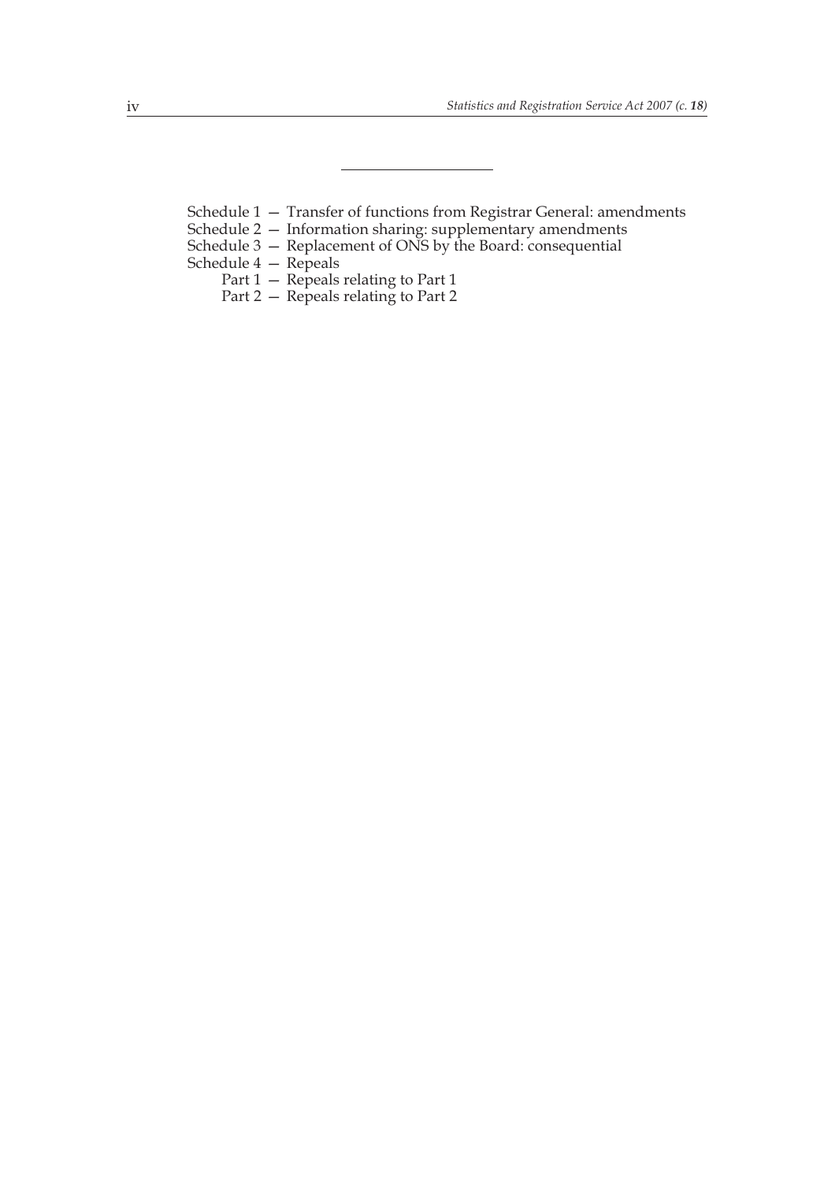---

Schedule 1 — Transfer of functions from Registrar General: amendments
Schedule 2 — Information sharing: supplementary amendments
Schedule 3 — Replacement of ONS by the Board: consequential
Schedule 4 — Repeals
  Part 1 — Repeals relating to Part 1
  Part 2 — Repeals relating to Part 2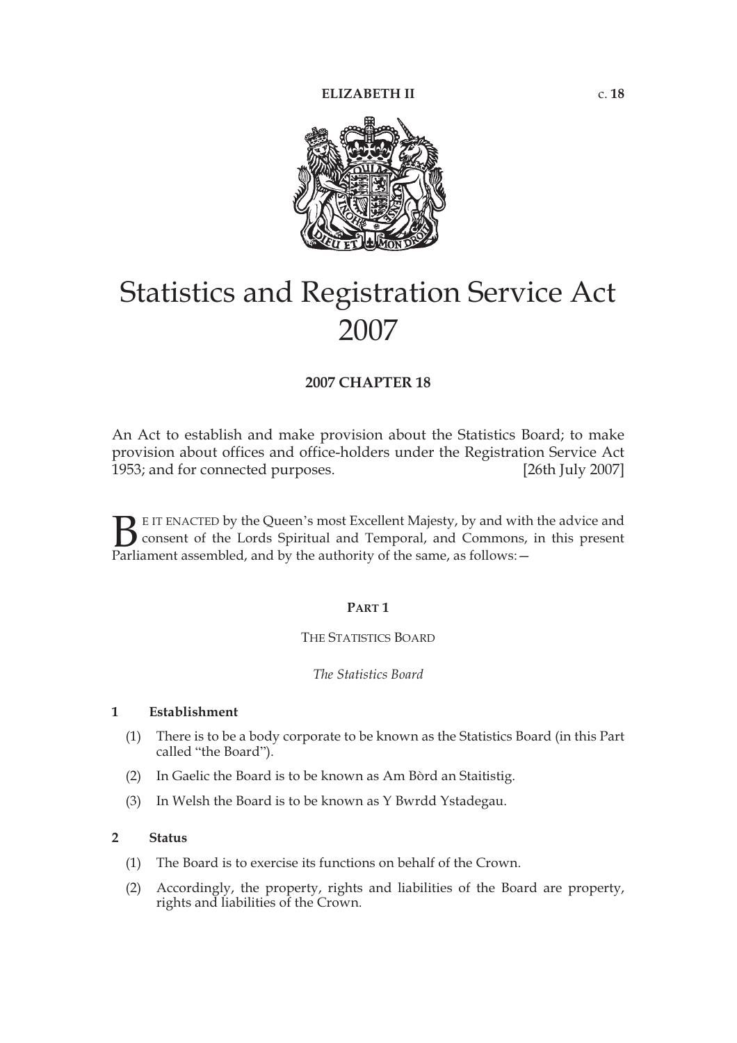ELIZABETH II c. 18

# Statistics and Registration Service Act 2007

## 2007 CHAPTER 18

An Act to establish and make provision about the Statistics Board; to make provision about offices and office-holders under the Registration Service Act 1953; and for connected purposes. [26th July 2007]

BE IT ENACTED by the Queen's most Excellent Majesty, by and with the advice and consent of the Lords Spiritual and Temporal, and Commons, in this present Parliament assembled, and by the authority of the same, as follows:—

### PART 1

THE STATISTICS BOARD

*The Statistics Board*

**1 Establishment**

(1) There is to be a body corporate to be known as the Statistics Board (in this Part called "the Board").

(2) In Gaelic the Board is to be known as Am Bòrd an Staitistig.

(3) In Welsh the Board is to be known as Y Bwrdd Ystadegau.

**2 Status**

(1) The Board is to exercise its functions on behalf of the Crown.

(2) Accordingly, the property, rights and liabilities of the Board are property, rights and liabilities of the Crown.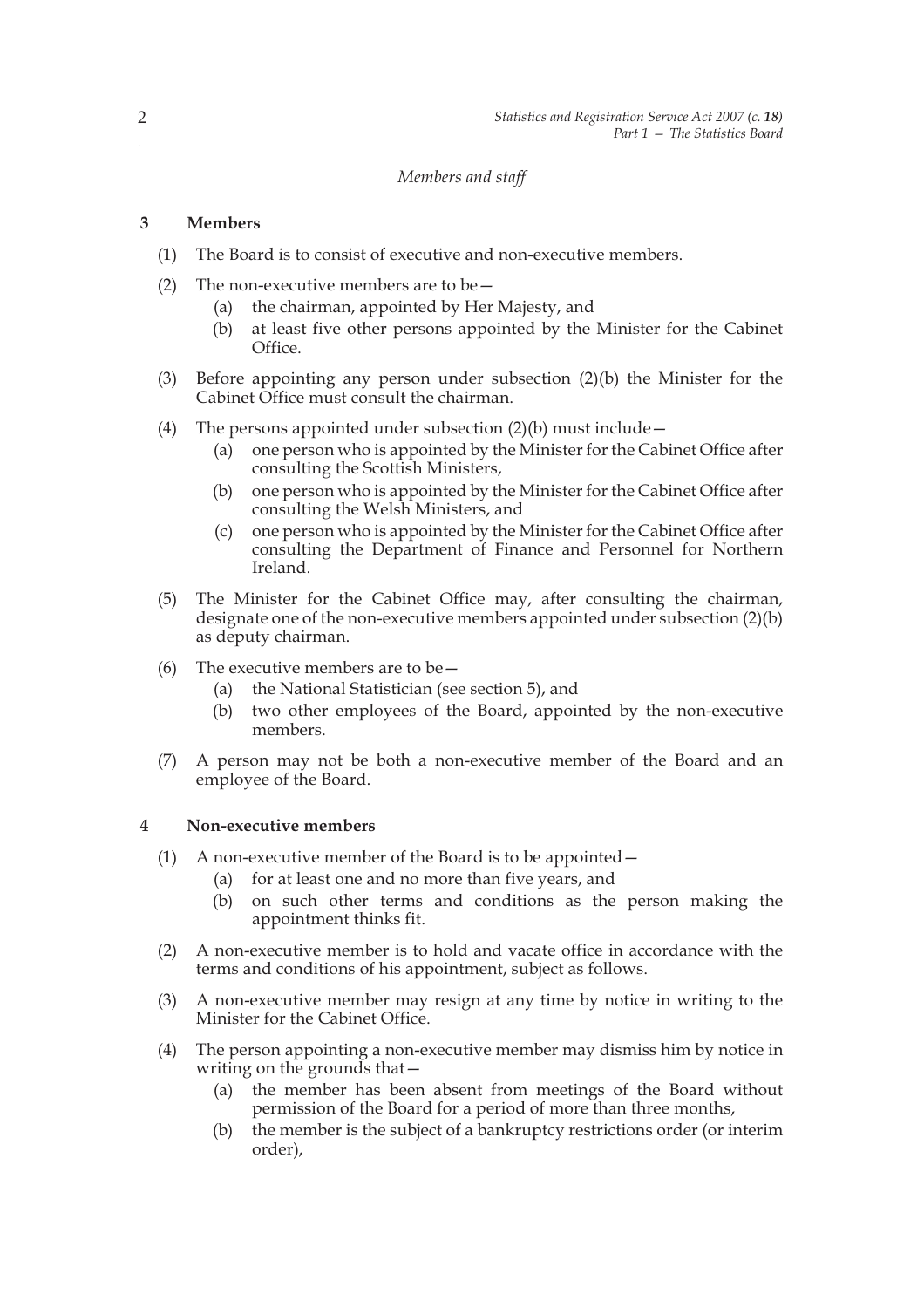*Members and staff*

### 3 Members

(1) The Board is to consist of executive and non-executive members.

(2) The non-executive members are to be—

- (a) the chairman, appointed by Her Majesty, and
- (b) at least five other persons appointed by the Minister for the Cabinet Office.

(3) Before appointing any person under subsection (2)(b) the Minister for the Cabinet Office must consult the chairman.

(4) The persons appointed under subsection (2)(b) must include—

- (a) one person who is appointed by the Minister for the Cabinet Office after consulting the Scottish Ministers,
- (b) one person who is appointed by the Minister for the Cabinet Office after consulting the Welsh Ministers, and
- (c) one person who is appointed by the Minister for the Cabinet Office after consulting the Department of Finance and Personnel for Northern Ireland.

(5) The Minister for the Cabinet Office may, after consulting the chairman, designate one of the non-executive members appointed under subsection (2)(b) as deputy chairman.

(6) The executive members are to be—

- (a) the National Statistician (see section 5), and
- (b) two other employees of the Board, appointed by the non-executive members.

(7) A person may not be both a non-executive member of the Board and an employee of the Board.

### 4 Non-executive members

(1) A non-executive member of the Board is to be appointed—

- (a) for at least one and no more than five years, and
- (b) on such other terms and conditions as the person making the appointment thinks fit.

(2) A non-executive member is to hold and vacate office in accordance with the terms and conditions of his appointment, subject as follows.

(3) A non-executive member may resign at any time by notice in writing to the Minister for the Cabinet Office.

(4) The person appointing a non-executive member may dismiss him by notice in writing on the grounds that—

- (a) the member has been absent from meetings of the Board without permission of the Board for a period of more than three months,
- (b) the member is the subject of a bankruptcy restrictions order (or interim order),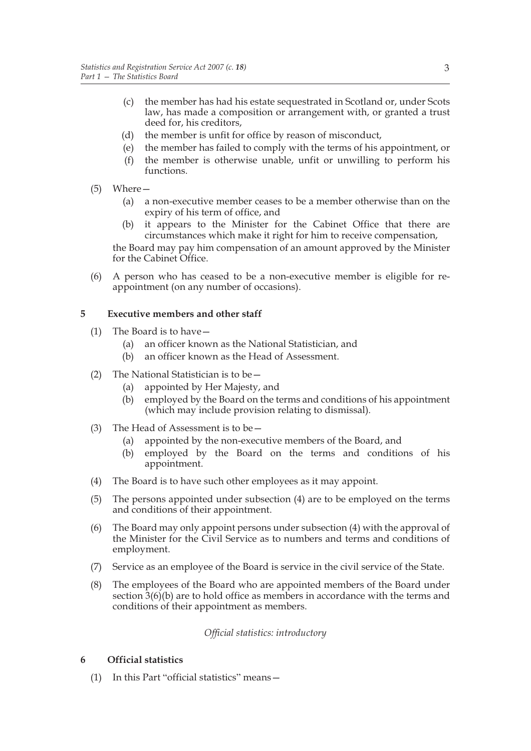- (c) the member has had his estate sequestrated in Scotland or, under Scots law, has made a composition or arrangement with, or granted a trust deed for, his creditors,
- (d) the member is unfit for office by reason of misconduct,
- (e) the member has failed to comply with the terms of his appointment, or
- (f) the member is otherwise unable, unfit or unwilling to perform his functions.

(5) Where—

- (a) a non-executive member ceases to be a member otherwise than on the expiry of his term of office, and
- (b) it appears to the Minister for the Cabinet Office that there are circumstances which make it right for him to receive compensation,

the Board may pay him compensation of an amount approved by the Minister for the Cabinet Office.

(6) A person who has ceased to be a non-executive member is eligible for re-appointment (on any number of occasions).

### 5 Executive members and other staff

(1) The Board is to have—

- (a) an officer known as the National Statistician, and
- (b) an officer known as the Head of Assessment.

(2) The National Statistician is to be—

- (a) appointed by Her Majesty, and
- (b) employed by the Board on the terms and conditions of his appointment (which may include provision relating to dismissal).

(3) The Head of Assessment is to be—

- (a) appointed by the non-executive members of the Board, and
- (b) employed by the Board on the terms and conditions of his appointment.

(4) The Board is to have such other employees as it may appoint.

(5) The persons appointed under subsection (4) are to be employed on the terms and conditions of their appointment.

(6) The Board may only appoint persons under subsection (4) with the approval of the Minister for the Civil Service as to numbers and terms and conditions of employment.

(7) Service as an employee of the Board is service in the civil service of the State.

(8) The employees of the Board who are appointed members of the Board under section 3(6)(b) are to hold office as members in accordance with the terms and conditions of their appointment as members.

*Official statistics: introductory*

### 6 Official statistics

(1) In this Part "official statistics" means—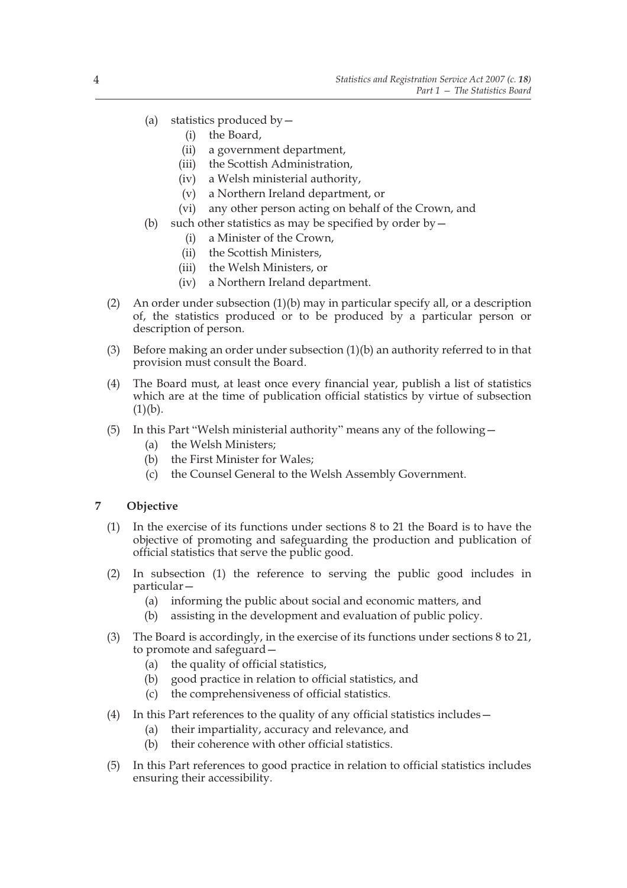(a) statistics produced by—
   (i) the Board,
   (ii) a government department,
   (iii) the Scottish Administration,
   (iv) a Welsh ministerial authority,
   (v) a Northern Ireland department, or
   (vi) any other person acting on behalf of the Crown, and

(b) such other statistics as may be specified by order by—
   (i) a Minister of the Crown,
   (ii) the Scottish Ministers,
   (iii) the Welsh Ministers, or
   (iv) a Northern Ireland department.

(2) An order under subsection (1)(b) may in particular specify all, or a description of, the statistics produced or to be produced by a particular person or description of person.

(3) Before making an order under subsection (1)(b) an authority referred to in that provision must consult the Board.

(4) The Board must, at least once every financial year, publish a list of statistics which are at the time of publication official statistics by virtue of subsection (1)(b).

(5) In this Part "Welsh ministerial authority" means any of the following—
   (a) the Welsh Ministers;
   (b) the First Minister for Wales;
   (c) the Counsel General to the Welsh Assembly Government.

## 7 Objective

(1) In the exercise of its functions under sections 8 to 21 the Board is to have the objective of promoting and safeguarding the production and publication of official statistics that serve the public good.

(2) In subsection (1) the reference to serving the public good includes in particular—
   (a) informing the public about social and economic matters, and
   (b) assisting in the development and evaluation of public policy.

(3) The Board is accordingly, in the exercise of its functions under sections 8 to 21, to promote and safeguard—
   (a) the quality of official statistics,
   (b) good practice in relation to official statistics, and
   (c) the comprehensiveness of official statistics.

(4) In this Part references to the quality of any official statistics includes—
   (a) their impartiality, accuracy and relevance, and
   (b) their coherence with other official statistics.

(5) In this Part references to good practice in relation to official statistics includes ensuring their accessibility.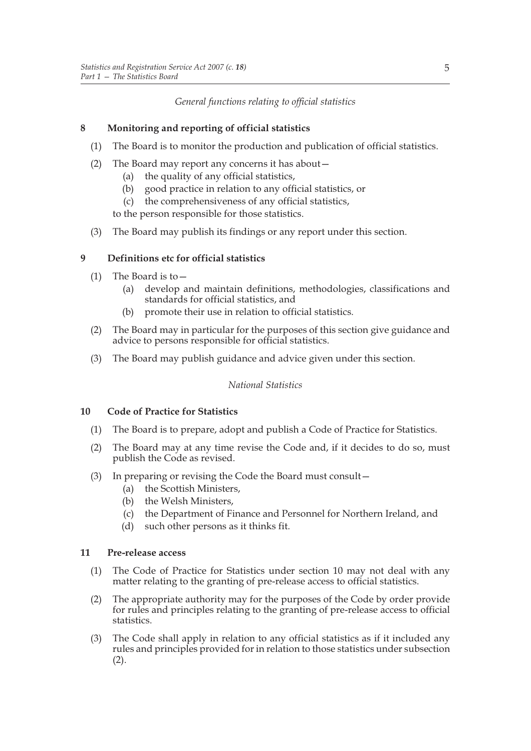*General functions relating to official statistics*

**8 Monitoring and reporting of official statistics**

(1) The Board is to monitor the production and publication of official statistics.

(2) The Board may report any concerns it has about—

(a) the quality of any official statistics,

(b) good practice in relation to any official statistics, or

(c) the comprehensiveness of any official statistics,

to the person responsible for those statistics.

(3) The Board may publish its findings or any report under this section.

**9 Definitions etc for official statistics**

(1) The Board is to—

(a) develop and maintain definitions, methodologies, classifications and standards for official statistics, and

(b) promote their use in relation to official statistics.

(2) The Board may in particular for the purposes of this section give guidance and advice to persons responsible for official statistics.

(3) The Board may publish guidance and advice given under this section.

*National Statistics*

**10 Code of Practice for Statistics**

(1) The Board is to prepare, adopt and publish a Code of Practice for Statistics.

(2) The Board may at any time revise the Code and, if it decides to do so, must publish the Code as revised.

(3) In preparing or revising the Code the Board must consult—

(a) the Scottish Ministers,

(b) the Welsh Ministers,

(c) the Department of Finance and Personnel for Northern Ireland, and

(d) such other persons as it thinks fit.

**11 Pre-release access**

(1) The Code of Practice for Statistics under section 10 may not deal with any matter relating to the granting of pre-release access to official statistics.

(2) The appropriate authority may for the purposes of the Code by order provide for rules and principles relating to the granting of pre-release access to official statistics.

(3) The Code shall apply in relation to any official statistics as if it included any rules and principles provided for in relation to those statistics under subsection (2).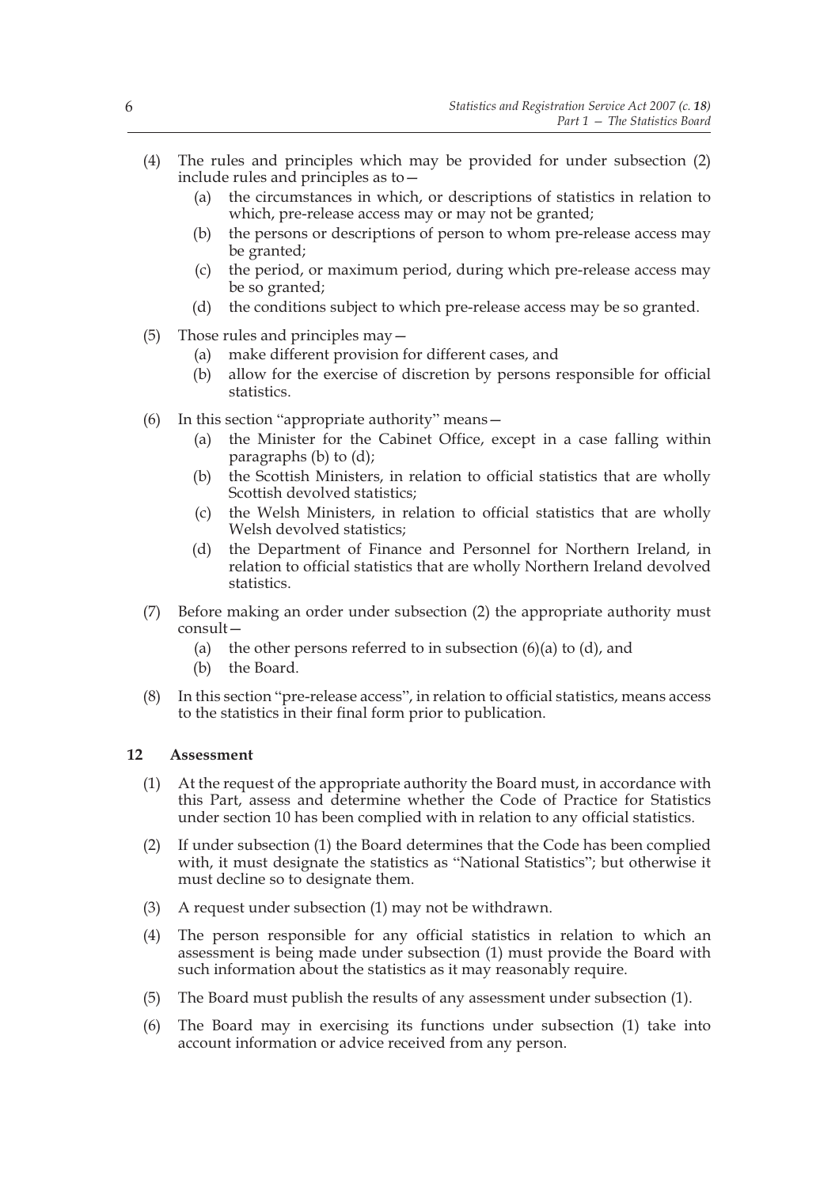(4) The rules and principles which may be provided for under subsection (2) include rules and principles as to—

   (a) the circumstances in which, or descriptions of statistics in relation to which, pre-release access may or may not be granted;

   (b) the persons or descriptions of person to whom pre-release access may be granted;

   (c) the period, or maximum period, during which pre-release access may be so granted;

   (d) the conditions subject to which pre-release access may be so granted.

(5) Those rules and principles may—

   (a) make different provision for different cases, and

   (b) allow for the exercise of discretion by persons responsible for official statistics.

(6) In this section "appropriate authority" means—

   (a) the Minister for the Cabinet Office, except in a case falling within paragraphs (b) to (d);

   (b) the Scottish Ministers, in relation to official statistics that are wholly Scottish devolved statistics;

   (c) the Welsh Ministers, in relation to official statistics that are wholly Welsh devolved statistics;

   (d) the Department of Finance and Personnel for Northern Ireland, in relation to official statistics that are wholly Northern Ireland devolved statistics.

(7) Before making an order under subsection (2) the appropriate authority must consult—

   (a) the other persons referred to in subsection (6)(a) to (d), and

   (b) the Board.

(8) In this section "pre-release access", in relation to official statistics, means access to the statistics in their final form prior to publication.

### 12 Assessment

(1) At the request of the appropriate authority the Board must, in accordance with this Part, assess and determine whether the Code of Practice for Statistics under section 10 has been complied with in relation to any official statistics.

(2) If under subsection (1) the Board determines that the Code has been complied with, it must designate the statistics as "National Statistics"; but otherwise it must decline so to designate them.

(3) A request under subsection (1) may not be withdrawn.

(4) The person responsible for any official statistics in relation to which an assessment is being made under subsection (1) must provide the Board with such information about the statistics as it may reasonably require.

(5) The Board must publish the results of any assessment under subsection (1).

(6) The Board may in exercising its functions under subsection (1) take into account information or advice received from any person.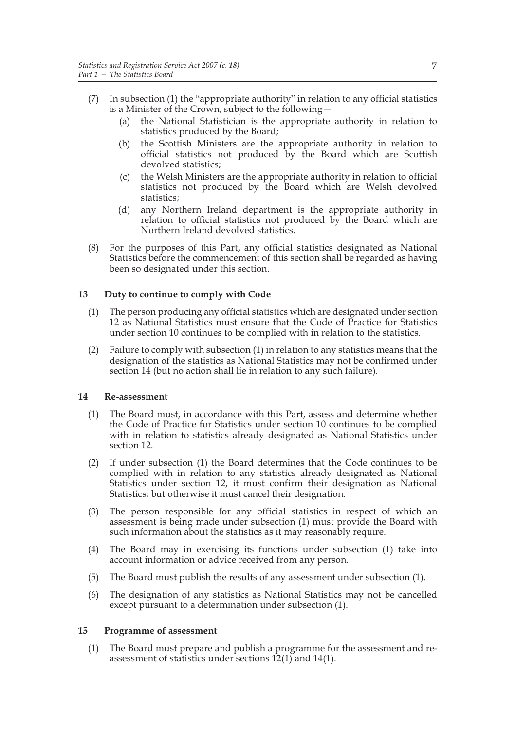(7) In subsection (1) the "appropriate authority" in relation to any official statistics is a Minister of the Crown, subject to the following—

  (a) the National Statistician is the appropriate authority in relation to statistics produced by the Board;

  (b) the Scottish Ministers are the appropriate authority in relation to official statistics not produced by the Board which are Scottish devolved statistics;

  (c) the Welsh Ministers are the appropriate authority in relation to official statistics not produced by the Board which are Welsh devolved statistics;

  (d) any Northern Ireland department is the appropriate authority in relation to official statistics not produced by the Board which are Northern Ireland devolved statistics.

(8) For the purposes of this Part, any official statistics designated as National Statistics before the commencement of this section shall be regarded as having been so designated under this section.

### 13 Duty to continue to comply with Code

(1) The person producing any official statistics which are designated under section 12 as National Statistics must ensure that the Code of Practice for Statistics under section 10 continues to be complied with in relation to the statistics.

(2) Failure to comply with subsection (1) in relation to any statistics means that the designation of the statistics as National Statistics may not be confirmed under section 14 (but no action shall lie in relation to any such failure).

### 14 Re-assessment

(1) The Board must, in accordance with this Part, assess and determine whether the Code of Practice for Statistics under section 10 continues to be complied with in relation to statistics already designated as National Statistics under section 12.

(2) If under subsection (1) the Board determines that the Code continues to be complied with in relation to any statistics already designated as National Statistics under section 12, it must confirm their designation as National Statistics; but otherwise it must cancel their designation.

(3) The person responsible for any official statistics in respect of which an assessment is being made under subsection (1) must provide the Board with such information about the statistics as it may reasonably require.

(4) The Board may in exercising its functions under subsection (1) take into account information or advice received from any person.

(5) The Board must publish the results of any assessment under subsection (1).

(6) The designation of any statistics as National Statistics may not be cancelled except pursuant to a determination under subsection (1).

### 15 Programme of assessment

(1) The Board must prepare and publish a programme for the assessment and re-assessment of statistics under sections 12(1) and 14(1).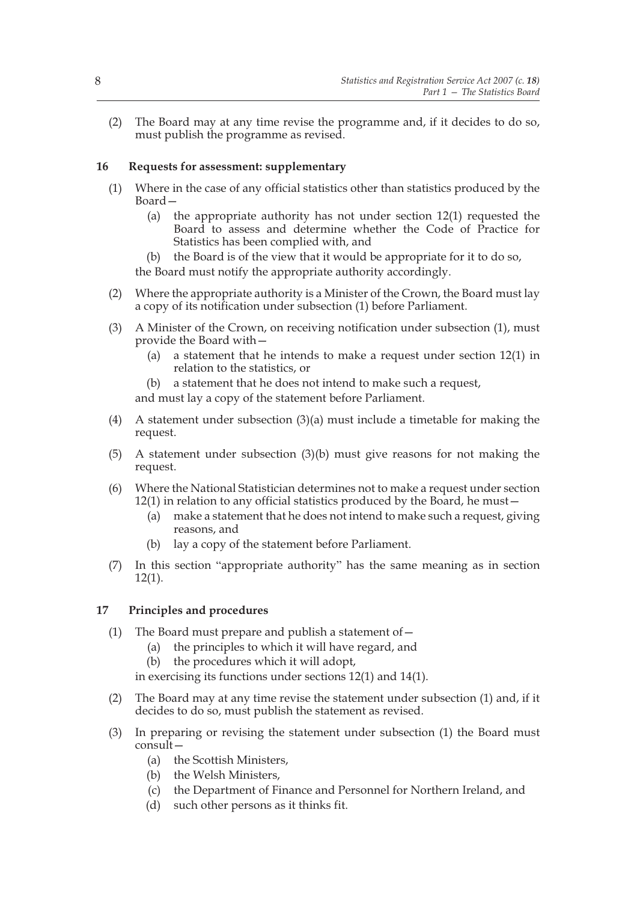(2) The Board may at any time revise the programme and, if it decides to do so, must publish the programme as revised.

## 16 Requests for assessment: supplementary

(1) Where in the case of any official statistics other than statistics produced by the Board—

- (a) the appropriate authority has not under section 12(1) requested the Board to assess and determine whether the Code of Practice for Statistics has been complied with, and
- (b) the Board is of the view that it would be appropriate for it to do so,

the Board must notify the appropriate authority accordingly.

(2) Where the appropriate authority is a Minister of the Crown, the Board must lay a copy of its notification under subsection (1) before Parliament.

(3) A Minister of the Crown, on receiving notification under subsection (1), must provide the Board with—

- (a) a statement that he intends to make a request under section 12(1) in relation to the statistics, or
- (b) a statement that he does not intend to make such a request,

and must lay a copy of the statement before Parliament.

(4) A statement under subsection (3)(a) must include a timetable for making the request.

(5) A statement under subsection (3)(b) must give reasons for not making the request.

(6) Where the National Statistician determines not to make a request under section 12(1) in relation to any official statistics produced by the Board, he must—

- (a) make a statement that he does not intend to make such a request, giving reasons, and
- (b) lay a copy of the statement before Parliament.

(7) In this section "appropriate authority" has the same meaning as in section 12(1).

## 17 Principles and procedures

(1) The Board must prepare and publish a statement of—

- (a) the principles to which it will have regard, and
- (b) the procedures which it will adopt,

in exercising its functions under sections 12(1) and 14(1).

(2) The Board may at any time revise the statement under subsection (1) and, if it decides to do so, must publish the statement as revised.

(3) In preparing or revising the statement under subsection (1) the Board must consult—

- (a) the Scottish Ministers,
- (b) the Welsh Ministers,
- (c) the Department of Finance and Personnel for Northern Ireland, and
- (d) such other persons as it thinks fit.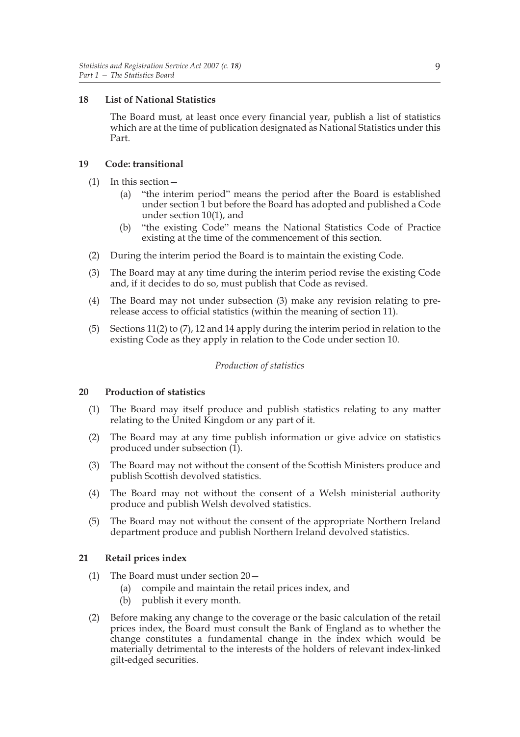## 18 List of National Statistics

The Board must, at least once every financial year, publish a list of statistics which are at the time of publication designated as National Statistics under this Part.

## 19 Code: transitional

(1) In this section—

  (a) "the interim period" means the period after the Board is established under section 1 but before the Board has adopted and published a Code under section 10(1), and

  (b) "the existing Code" means the National Statistics Code of Practice existing at the time of the commencement of this section.

(2) During the interim period the Board is to maintain the existing Code.

(3) The Board may at any time during the interim period revise the existing Code and, if it decides to do so, must publish that Code as revised.

(4) The Board may not under subsection (3) make any revision relating to pre-release access to official statistics (within the meaning of section 11).

(5) Sections 11(2) to (7), 12 and 14 apply during the interim period in relation to the existing Code as they apply in relation to the Code under section 10.

*Production of statistics*

## 20 Production of statistics

(1) The Board may itself produce and publish statistics relating to any matter relating to the United Kingdom or any part of it.

(2) The Board may at any time publish information or give advice on statistics produced under subsection (1).

(3) The Board may not without the consent of the Scottish Ministers produce and publish Scottish devolved statistics.

(4) The Board may not without the consent of a Welsh ministerial authority produce and publish Welsh devolved statistics.

(5) The Board may not without the consent of the appropriate Northern Ireland department produce and publish Northern Ireland devolved statistics.

## 21 Retail prices index

(1) The Board must under section 20—

  (a) compile and maintain the retail prices index, and

  (b) publish it every month.

(2) Before making any change to the coverage or the basic calculation of the retail prices index, the Board must consult the Bank of England as to whether the change constitutes a fundamental change in the index which would be materially detrimental to the interests of the holders of relevant index-linked gilt-edged securities.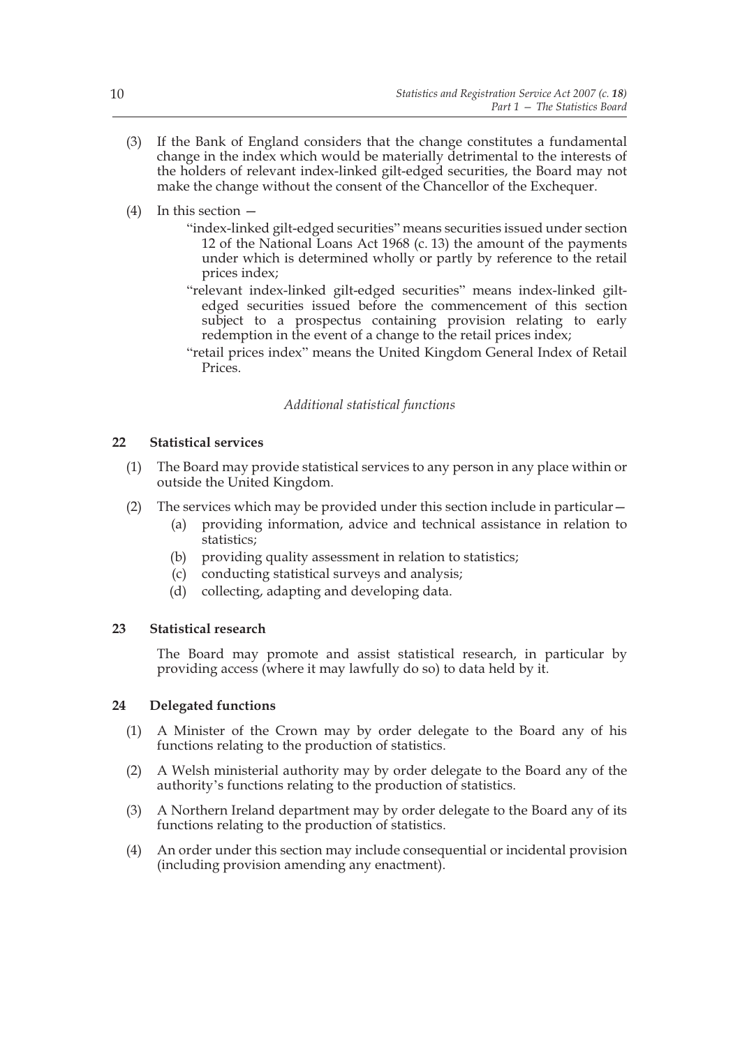(3) If the Bank of England considers that the change constitutes a fundamental change in the index which would be materially detrimental to the interests of the holders of relevant index-linked gilt-edged securities, the Board may not make the change without the consent of the Chancellor of the Exchequer.

(4) In this section —

"index-linked gilt-edged securities" means securities issued under section 12 of the National Loans Act 1968 (c. 13) the amount of the payments under which is determined wholly or partly by reference to the retail prices index;

"relevant index-linked gilt-edged securities" means index-linked gilt-edged securities issued before the commencement of this section subject to a prospectus containing provision relating to early redemption in the event of a change to the retail prices index;

"retail prices index" means the United Kingdom General Index of Retail Prices.

*Additional statistical functions*

### 22 Statistical services

(1) The Board may provide statistical services to any person in any place within or outside the United Kingdom.

(2) The services which may be provided under this section include in particular—

(a) providing information, advice and technical assistance in relation to statistics;

(b) providing quality assessment in relation to statistics;

(c) conducting statistical surveys and analysis;

(d) collecting, adapting and developing data.

### 23 Statistical research

The Board may promote and assist statistical research, in particular by providing access (where it may lawfully do so) to data held by it.

### 24 Delegated functions

(1) A Minister of the Crown may by order delegate to the Board any of his functions relating to the production of statistics.

(2) A Welsh ministerial authority may by order delegate to the Board any of the authority's functions relating to the production of statistics.

(3) A Northern Ireland department may by order delegate to the Board any of its functions relating to the production of statistics.

(4) An order under this section may include consequential or incidental provision (including provision amending any enactment).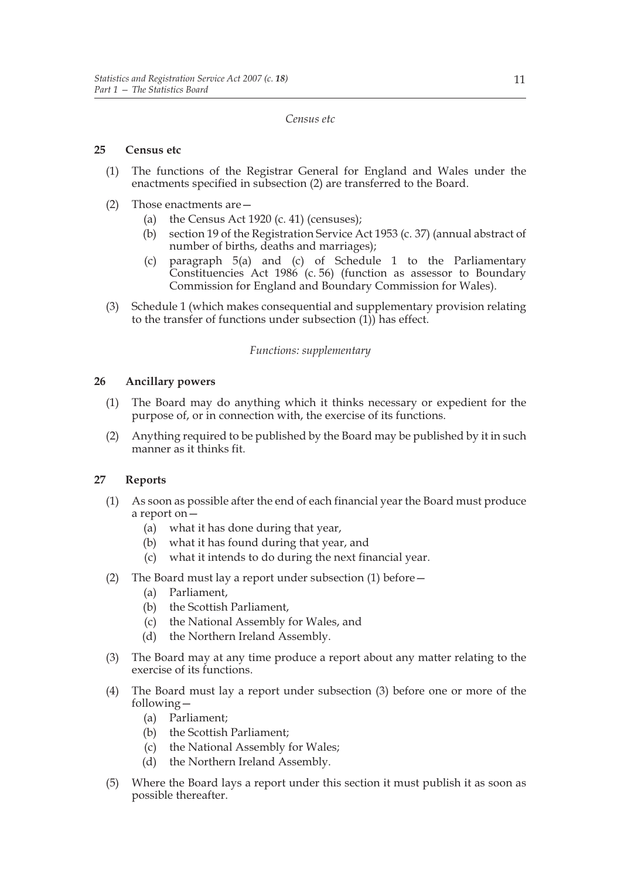*Census etc*

**25 Census etc**

(1) The functions of the Registrar General for England and Wales under the enactments specified in subsection (2) are transferred to the Board.

(2) Those enactments are—

(a) the Census Act 1920 (c. 41) (censuses);

(b) section 19 of the Registration Service Act 1953 (c. 37) (annual abstract of number of births, deaths and marriages);

(c) paragraph 5(a) and (c) of Schedule 1 to the Parliamentary Constituencies Act 1986 (c. 56) (function as assessor to Boundary Commission for England and Boundary Commission for Wales).

(3) Schedule 1 (which makes consequential and supplementary provision relating to the transfer of functions under subsection (1)) has effect.

*Functions: supplementary*

**26 Ancillary powers**

(1) The Board may do anything which it thinks necessary or expedient for the purpose of, or in connection with, the exercise of its functions.

(2) Anything required to be published by the Board may be published by it in such manner as it thinks fit.

**27 Reports**

(1) As soon as possible after the end of each financial year the Board must produce a report on—

(a) what it has done during that year,

(b) what it has found during that year, and

(c) what it intends to do during the next financial year.

(2) The Board must lay a report under subsection (1) before—

(a) Parliament,

(b) the Scottish Parliament,

(c) the National Assembly for Wales, and

(d) the Northern Ireland Assembly.

(3) The Board may at any time produce a report about any matter relating to the exercise of its functions.

(4) The Board must lay a report under subsection (3) before one or more of the following—

(a) Parliament;

(b) the Scottish Parliament;

(c) the National Assembly for Wales;

(d) the Northern Ireland Assembly.

(5) Where the Board lays a report under this section it must publish it as soon as possible thereafter.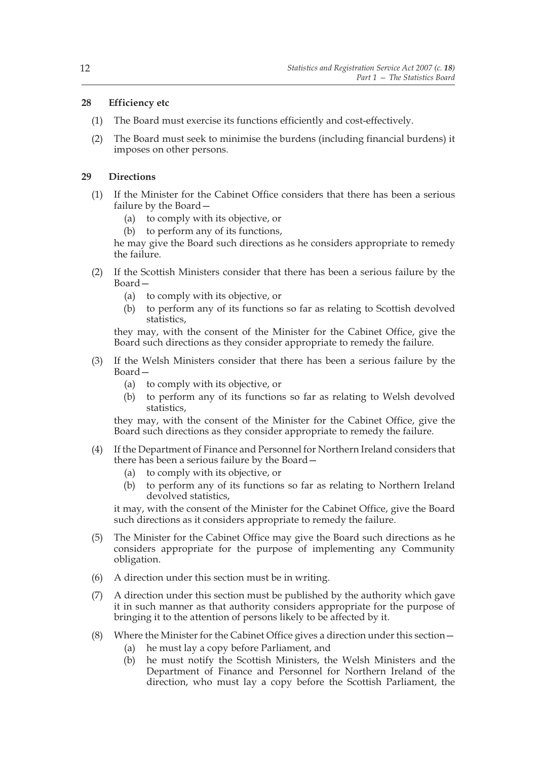**28 Efficiency etc**

(1) The Board must exercise its functions efficiently and cost-effectively.

(2) The Board must seek to minimise the burdens (including financial burdens) it imposes on other persons.

**29 Directions**

(1) If the Minister for the Cabinet Office considers that there has been a serious failure by the Board—

(a) to comply with its objective, or

(b) to perform any of its functions,

he may give the Board such directions as he considers appropriate to remedy the failure.

(2) If the Scottish Ministers consider that there has been a serious failure by the Board—

(a) to comply with its objective, or

(b) to perform any of its functions so far as relating to Scottish devolved statistics,

they may, with the consent of the Minister for the Cabinet Office, give the Board such directions as they consider appropriate to remedy the failure.

(3) If the Welsh Ministers consider that there has been a serious failure by the Board—

(a) to comply with its objective, or

(b) to perform any of its functions so far as relating to Welsh devolved statistics,

they may, with the consent of the Minister for the Cabinet Office, give the Board such directions as they consider appropriate to remedy the failure.

(4) If the Department of Finance and Personnel for Northern Ireland considers that there has been a serious failure by the Board—

(a) to comply with its objective, or

(b) to perform any of its functions so far as relating to Northern Ireland devolved statistics,

it may, with the consent of the Minister for the Cabinet Office, give the Board such directions as it considers appropriate to remedy the failure.

(5) The Minister for the Cabinet Office may give the Board such directions as he considers appropriate for the purpose of implementing any Community obligation.

(6) A direction under this section must be in writing.

(7) A direction under this section must be published by the authority which gave it in such manner as that authority considers appropriate for the purpose of bringing it to the attention of persons likely to be affected by it.

(8) Where the Minister for the Cabinet Office gives a direction under this section—

(a) he must lay a copy before Parliament, and

(b) he must notify the Scottish Ministers, the Welsh Ministers and the Department of Finance and Personnel for Northern Ireland of the direction, who must lay a copy before the Scottish Parliament, the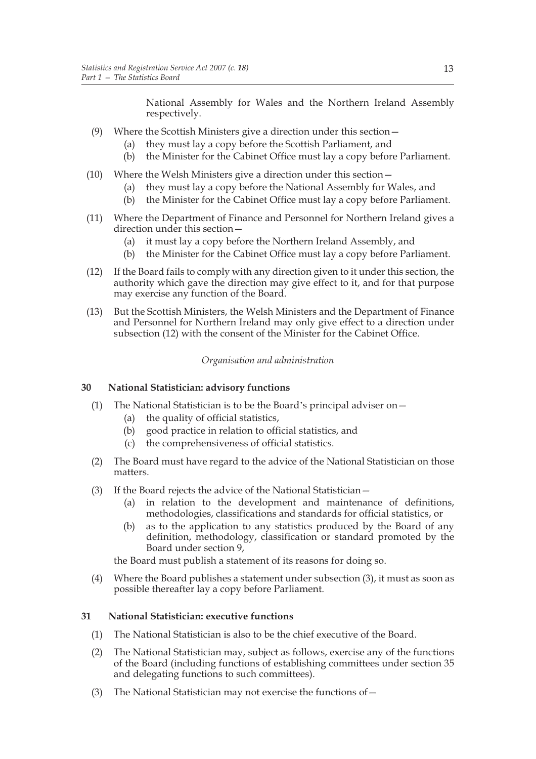National Assembly for Wales and the Northern Ireland Assembly respectively.

(9) Where the Scottish Ministers give a direction under this section—
   (a) they must lay a copy before the Scottish Parliament, and
   (b) the Minister for the Cabinet Office must lay a copy before Parliament.

(10) Where the Welsh Ministers give a direction under this section—
   (a) they must lay a copy before the National Assembly for Wales, and
   (b) the Minister for the Cabinet Office must lay a copy before Parliament.

(11) Where the Department of Finance and Personnel for Northern Ireland gives a direction under this section—
   (a) it must lay a copy before the Northern Ireland Assembly, and
   (b) the Minister for the Cabinet Office must lay a copy before Parliament.

(12) If the Board fails to comply with any direction given to it under this section, the authority which gave the direction may give effect to it, and for that purpose may exercise any function of the Board.

(13) But the Scottish Ministers, the Welsh Ministers and the Department of Finance and Personnel for Northern Ireland may only give effect to a direction under subsection (12) with the consent of the Minister for the Cabinet Office.

*Organisation and administration*

### 30 National Statistician: advisory functions

(1) The National Statistician is to be the Board's principal adviser on—
   (a) the quality of official statistics,
   (b) good practice in relation to official statistics, and
   (c) the comprehensiveness of official statistics.

(2) The Board must have regard to the advice of the National Statistician on those matters.

(3) If the Board rejects the advice of the National Statistician—
   (a) in relation to the development and maintenance of definitions, methodologies, classifications and standards for official statistics, or
   (b) as to the application to any statistics produced by the Board of any definition, methodology, classification or standard promoted by the Board under section 9,

the Board must publish a statement of its reasons for doing so.

(4) Where the Board publishes a statement under subsection (3), it must as soon as possible thereafter lay a copy before Parliament.

### 31 National Statistician: executive functions

(1) The National Statistician is also to be the chief executive of the Board.

(2) The National Statistician may, subject as follows, exercise any of the functions of the Board (including functions of establishing committees under section 35 and delegating functions to such committees).

(3) The National Statistician may not exercise the functions of—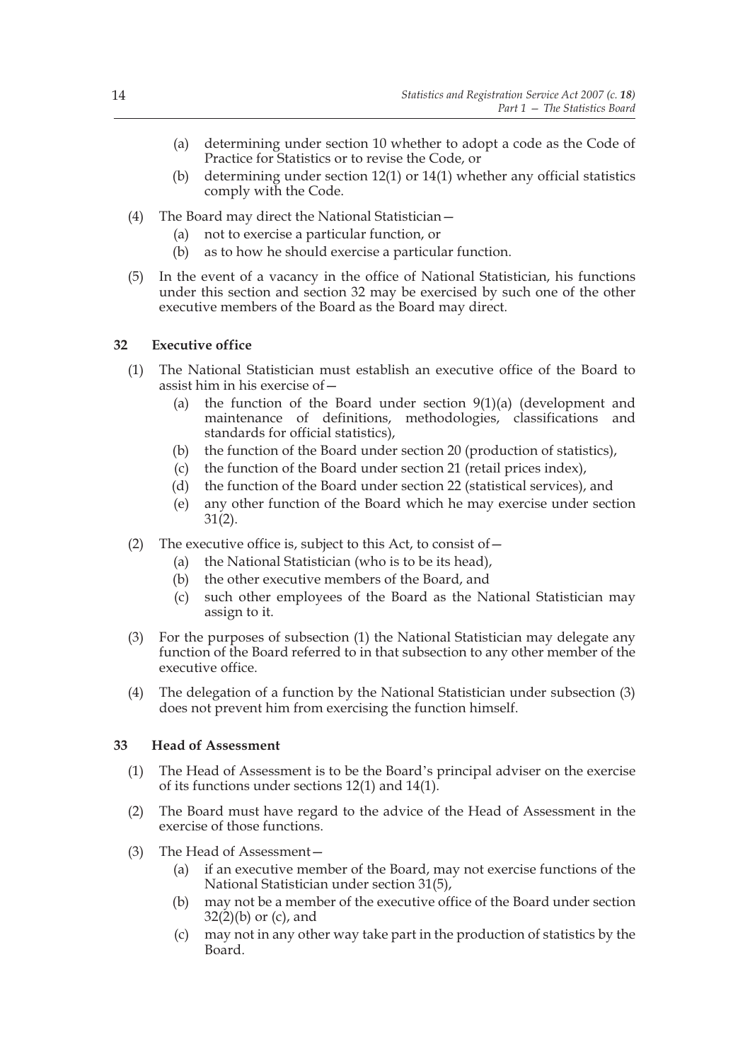(a) determining under section 10 whether to adopt a code as the Code of Practice for Statistics or to revise the Code, or

(b) determining under section 12(1) or 14(1) whether any official statistics comply with the Code.

(4) The Board may direct the National Statistician—

(a) not to exercise a particular function, or

(b) as to how he should exercise a particular function.

(5) In the event of a vacancy in the office of National Statistician, his functions under this section and section 32 may be exercised by such one of the other executive members of the Board as the Board may direct.

### 32 Executive office

(1) The National Statistician must establish an executive office of the Board to assist him in his exercise of—

(a) the function of the Board under section 9(1)(a) (development and maintenance of definitions, methodologies, classifications and standards for official statistics),

(b) the function of the Board under section 20 (production of statistics),

(c) the function of the Board under section 21 (retail prices index),

(d) the function of the Board under section 22 (statistical services), and

(e) any other function of the Board which he may exercise under section 31(2).

(2) The executive office is, subject to this Act, to consist of—

(a) the National Statistician (who is to be its head),

(b) the other executive members of the Board, and

(c) such other employees of the Board as the National Statistician may assign to it.

(3) For the purposes of subsection (1) the National Statistician may delegate any function of the Board referred to in that subsection to any other member of the executive office.

(4) The delegation of a function by the National Statistician under subsection (3) does not prevent him from exercising the function himself.

### 33 Head of Assessment

(1) The Head of Assessment is to be the Board's principal adviser on the exercise of its functions under sections 12(1) and 14(1).

(2) The Board must have regard to the advice of the Head of Assessment in the exercise of those functions.

(3) The Head of Assessment—

(a) if an executive member of the Board, may not exercise functions of the National Statistician under section 31(5),

(b) may not be a member of the executive office of the Board under section 32(2)(b) or (c), and

(c) may not in any other way take part in the production of statistics by the Board.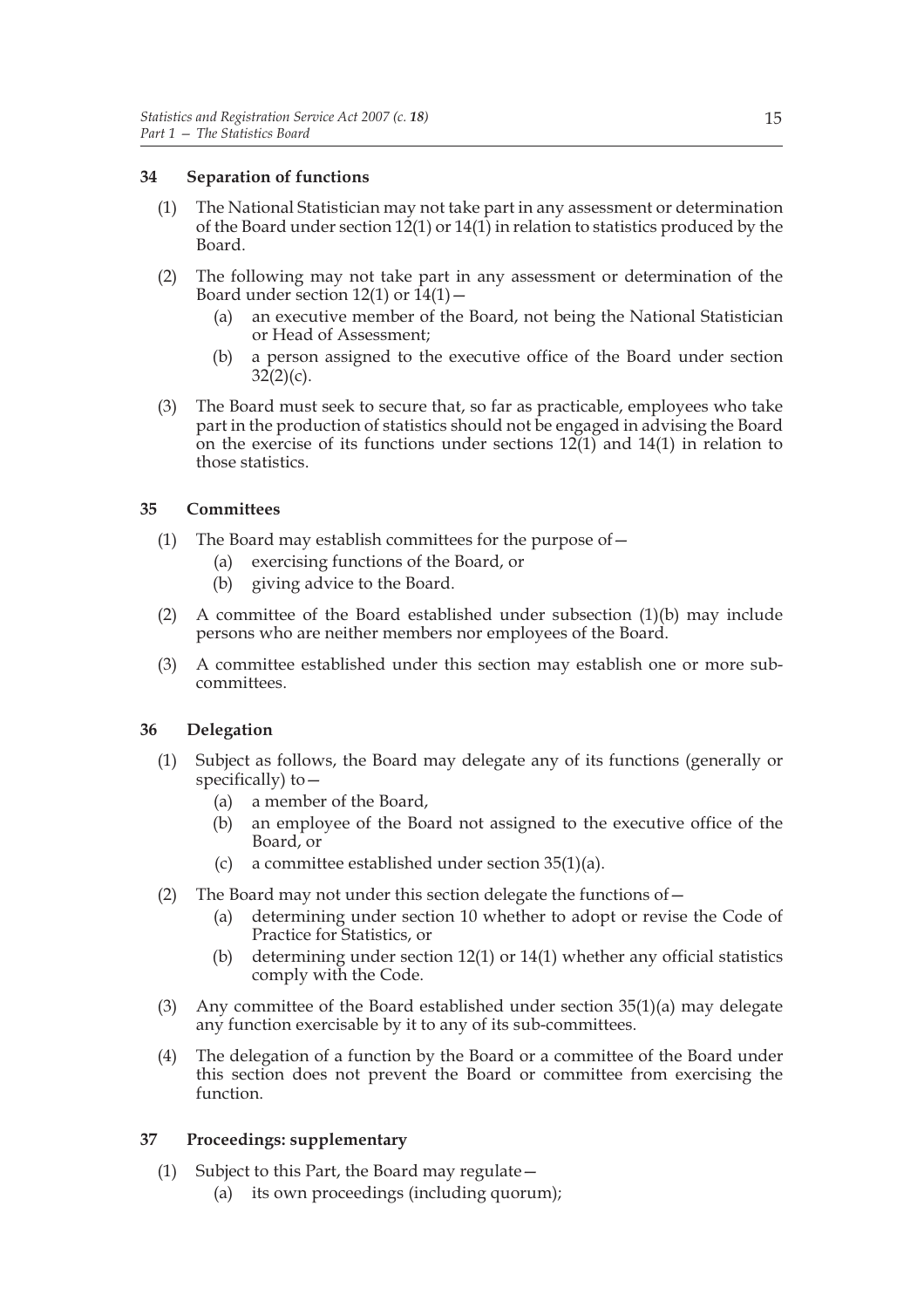### 34 Separation of functions

(1) The National Statistician may not take part in any assessment or determination of the Board under section 12(1) or 14(1) in relation to statistics produced by the Board.

(2) The following may not take part in any assessment or determination of the Board under section 12(1) or 14(1)—

- (a) an executive member of the Board, not being the National Statistician or Head of Assessment;
- (b) a person assigned to the executive office of the Board under section 32(2)(c).

(3) The Board must seek to secure that, so far as practicable, employees who take part in the production of statistics should not be engaged in advising the Board on the exercise of its functions under sections 12(1) and 14(1) in relation to those statistics.

### 35 Committees

(1) The Board may establish committees for the purpose of—

- (a) exercising functions of the Board, or
- (b) giving advice to the Board.

(2) A committee of the Board established under subsection (1)(b) may include persons who are neither members nor employees of the Board.

(3) A committee established under this section may establish one or more sub-committees.

### 36 Delegation

(1) Subject as follows, the Board may delegate any of its functions (generally or specifically) to—

- (a) a member of the Board,
- (b) an employee of the Board not assigned to the executive office of the Board, or
- (c) a committee established under section 35(1)(a).

(2) The Board may not under this section delegate the functions of—

- (a) determining under section 10 whether to adopt or revise the Code of Practice for Statistics, or
- (b) determining under section 12(1) or 14(1) whether any official statistics comply with the Code.

(3) Any committee of the Board established under section 35(1)(a) may delegate any function exercisable by it to any of its sub-committees.

(4) The delegation of a function by the Board or a committee of the Board under this section does not prevent the Board or committee from exercising the function.

### 37 Proceedings: supplementary

(1) Subject to this Part, the Board may regulate—

- (a) its own proceedings (including quorum);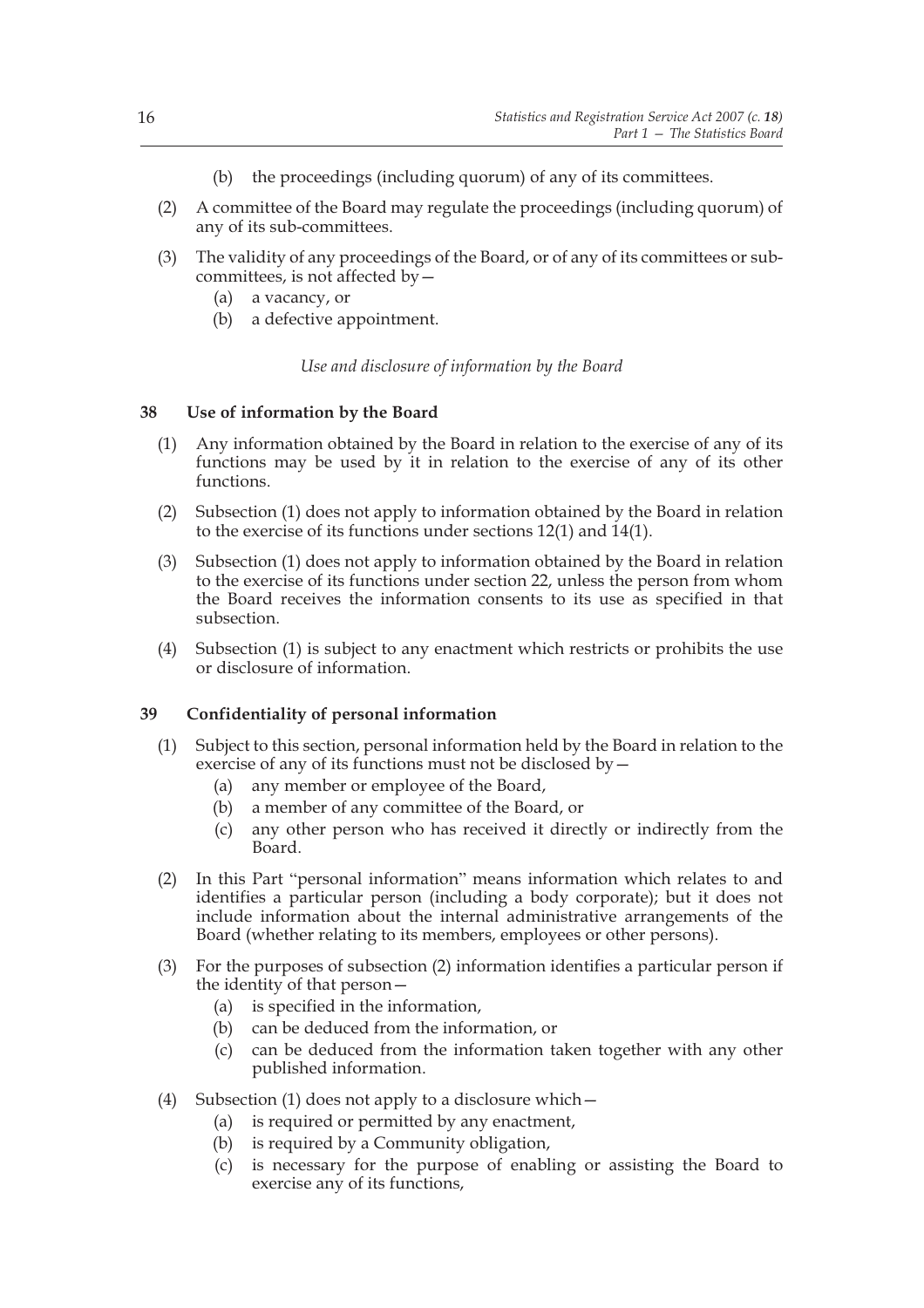(b) the proceedings (including quorum) of any of its committees.

(2) A committee of the Board may regulate the proceedings (including quorum) of any of its sub-committees.

(3) The validity of any proceedings of the Board, or of any of its committees or sub-committees, is not affected by—

(a) a vacancy, or

(b) a defective appointment.

*Use and disclosure of information by the Board*

**38 Use of information by the Board**

(1) Any information obtained by the Board in relation to the exercise of any of its functions may be used by it in relation to the exercise of any of its other functions.

(2) Subsection (1) does not apply to information obtained by the Board in relation to the exercise of its functions under sections 12(1) and 14(1).

(3) Subsection (1) does not apply to information obtained by the Board in relation to the exercise of its functions under section 22, unless the person from whom the Board receives the information consents to its use as specified in that subsection.

(4) Subsection (1) is subject to any enactment which restricts or prohibits the use or disclosure of information.

**39 Confidentiality of personal information**

(1) Subject to this section, personal information held by the Board in relation to the exercise of any of its functions must not be disclosed by—

(a) any member or employee of the Board,

(b) a member of any committee of the Board, or

(c) any other person who has received it directly or indirectly from the Board.

(2) In this Part "personal information" means information which relates to and identifies a particular person (including a body corporate); but it does not include information about the internal administrative arrangements of the Board (whether relating to its members, employees or other persons).

(3) For the purposes of subsection (2) information identifies a particular person if the identity of that person—

(a) is specified in the information,

(b) can be deduced from the information, or

(c) can be deduced from the information taken together with any other published information.

(4) Subsection (1) does not apply to a disclosure which—

(a) is required or permitted by any enactment,

(b) is required by a Community obligation,

(c) is necessary for the purpose of enabling or assisting the Board to exercise any of its functions,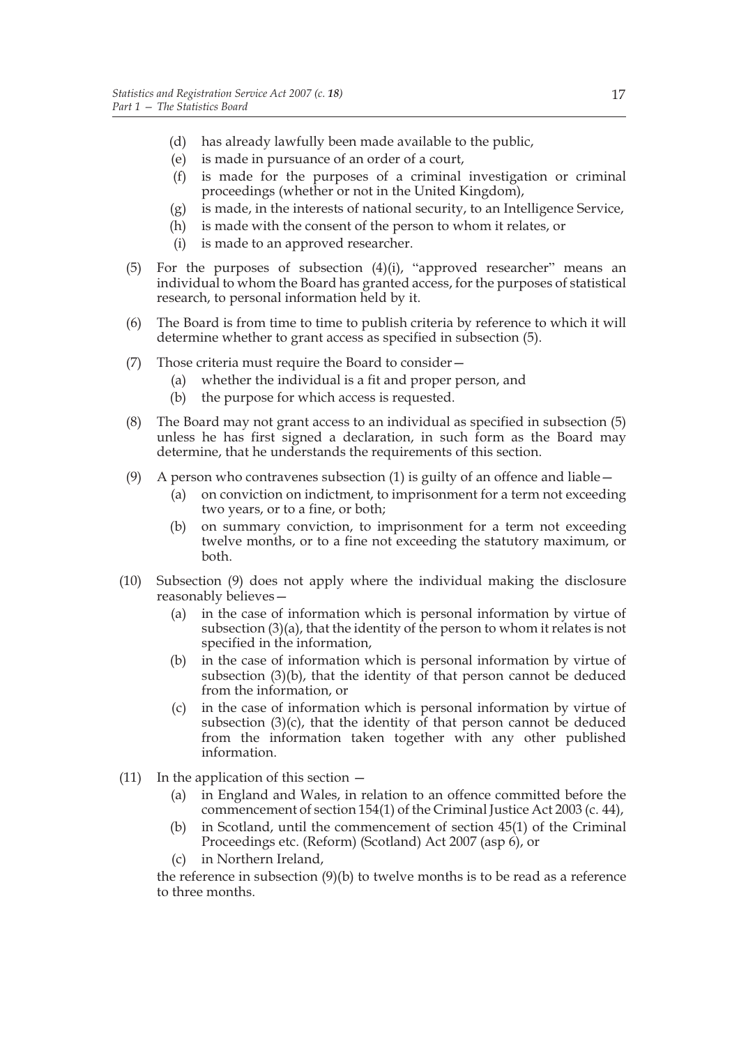(d) has already lawfully been made available to the public,

(e) is made in pursuance of an order of a court,

(f) is made for the purposes of a criminal investigation or criminal proceedings (whether or not in the United Kingdom),

(g) is made, in the interests of national security, to an Intelligence Service,

(h) is made with the consent of the person to whom it relates, or

(i) is made to an approved researcher.

(5) For the purposes of subsection (4)(i), "approved researcher" means an individual to whom the Board has granted access, for the purposes of statistical research, to personal information held by it.

(6) The Board is from time to time to publish criteria by reference to which it will determine whether to grant access as specified in subsection (5).

(7) Those criteria must require the Board to consider—

(a) whether the individual is a fit and proper person, and

(b) the purpose for which access is requested.

(8) The Board may not grant access to an individual as specified in subsection (5) unless he has first signed a declaration, in such form as the Board may determine, that he understands the requirements of this section.

(9) A person who contravenes subsection (1) is guilty of an offence and liable—

(a) on conviction on indictment, to imprisonment for a term not exceeding two years, or to a fine, or both;

(b) on summary conviction, to imprisonment for a term not exceeding twelve months, or to a fine not exceeding the statutory maximum, or both.

(10) Subsection (9) does not apply where the individual making the disclosure reasonably believes—

(a) in the case of information which is personal information by virtue of subsection (3)(a), that the identity of the person to whom it relates is not specified in the information,

(b) in the case of information which is personal information by virtue of subsection (3)(b), that the identity of that person cannot be deduced from the information, or

(c) in the case of information which is personal information by virtue of subsection (3)(c), that the identity of that person cannot be deduced from the information taken together with any other published information.

(11) In the application of this section —

(a) in England and Wales, in relation to an offence committed before the commencement of section 154(1) of the Criminal Justice Act 2003 (c. 44),

(b) in Scotland, until the commencement of section 45(1) of the Criminal Proceedings etc. (Reform) (Scotland) Act 2007 (asp 6), or

(c) in Northern Ireland,

the reference in subsection (9)(b) to twelve months is to be read as a reference to three months.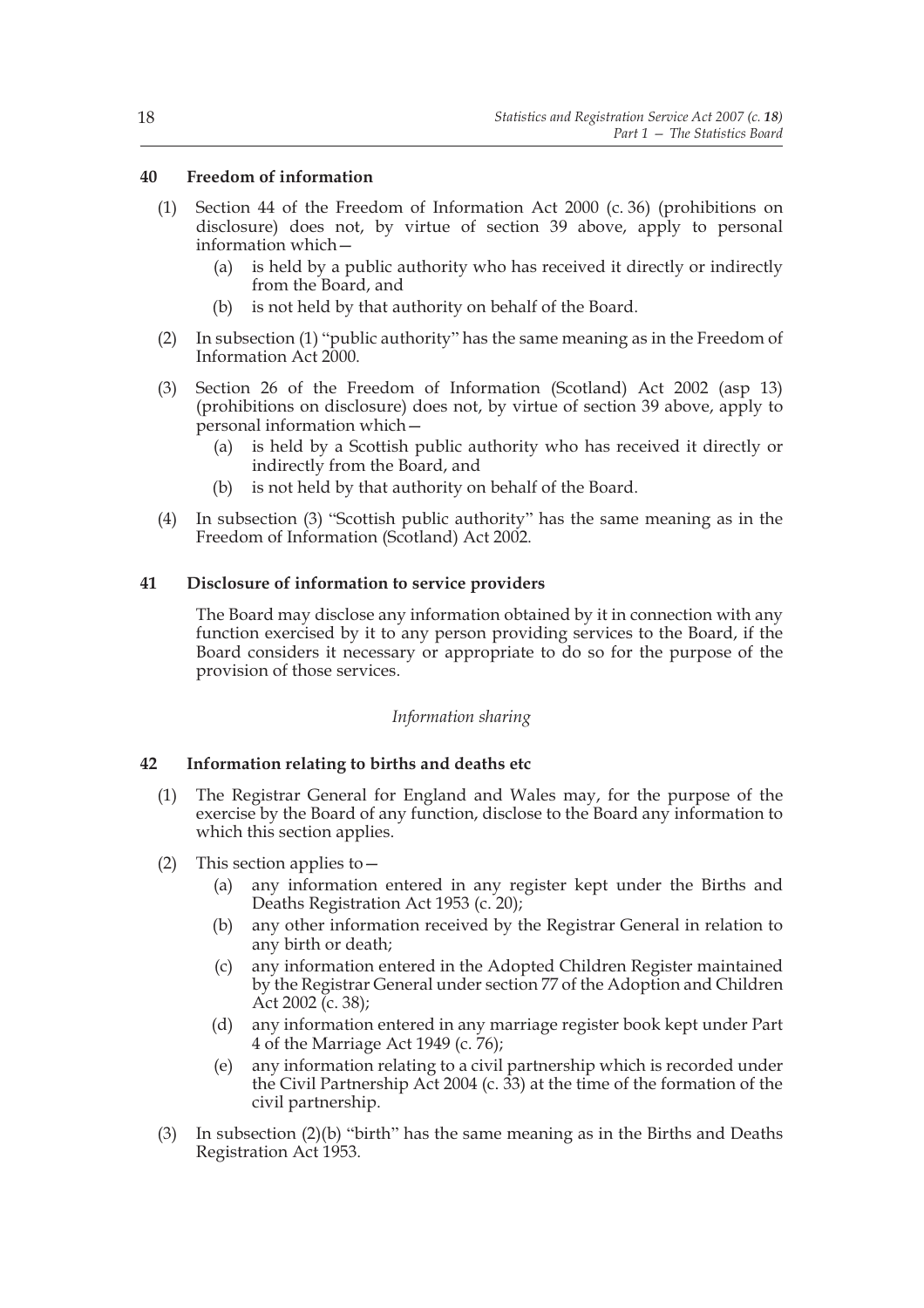### 40 Freedom of information

(1) Section 44 of the Freedom of Information Act 2000 (c. 36) (prohibitions on disclosure) does not, by virtue of section 39 above, apply to personal information which—

(a) is held by a public authority who has received it directly or indirectly from the Board, and

(b) is not held by that authority on behalf of the Board.

(2) In subsection (1) "public authority" has the same meaning as in the Freedom of Information Act 2000.

(3) Section 26 of the Freedom of Information (Scotland) Act 2002 (asp 13) (prohibitions on disclosure) does not, by virtue of section 39 above, apply to personal information which—

(a) is held by a Scottish public authority who has received it directly or indirectly from the Board, and

(b) is not held by that authority on behalf of the Board.

(4) In subsection (3) "Scottish public authority" has the same meaning as in the Freedom of Information (Scotland) Act 2002.

### 41 Disclosure of information to service providers

The Board may disclose any information obtained by it in connection with any function exercised by it to any person providing services to the Board, if the Board considers it necessary or appropriate to do so for the purpose of the provision of those services.

*Information sharing*

### 42 Information relating to births and deaths etc

(1) The Registrar General for England and Wales may, for the purpose of the exercise by the Board of any function, disclose to the Board any information to which this section applies.

(2) This section applies to—

(a) any information entered in any register kept under the Births and Deaths Registration Act 1953 (c. 20);

(b) any other information received by the Registrar General in relation to any birth or death;

(c) any information entered in the Adopted Children Register maintained by the Registrar General under section 77 of the Adoption and Children Act 2002 (c. 38);

(d) any information entered in any marriage register book kept under Part 4 of the Marriage Act 1949 (c. 76);

(e) any information relating to a civil partnership which is recorded under the Civil Partnership Act 2004 (c. 33) at the time of the formation of the civil partnership.

(3) In subsection (2)(b) "birth" has the same meaning as in the Births and Deaths Registration Act 1953.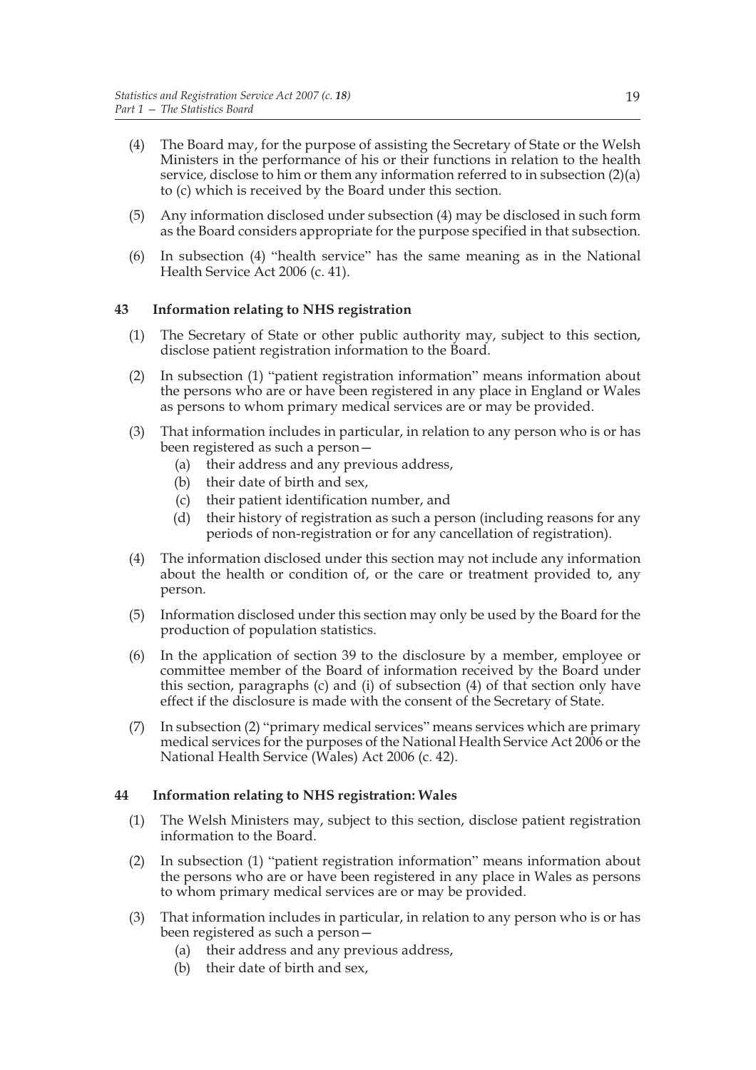(4) The Board may, for the purpose of assisting the Secretary of State or the Welsh Ministers in the performance of his or their functions in relation to the health service, disclose to him or them any information referred to in subsection (2)(a) to (c) which is received by the Board under this section.

(5) Any information disclosed under subsection (4) may be disclosed in such form as the Board considers appropriate for the purpose specified in that subsection.

(6) In subsection (4) "health service" has the same meaning as in the National Health Service Act 2006 (c. 41).

### 43 Information relating to NHS registration

(1) The Secretary of State or other public authority may, subject to this section, disclose patient registration information to the Board.

(2) In subsection (1) "patient registration information" means information about the persons who are or have been registered in any place in England or Wales as persons to whom primary medical services are or may be provided.

(3) That information includes in particular, in relation to any person who is or has been registered as such a person—

- (a) their address and any previous address,
- (b) their date of birth and sex,
- (c) their patient identification number, and
- (d) their history of registration as such a person (including reasons for any periods of non-registration or for any cancellation of registration).

(4) The information disclosed under this section may not include any information about the health or condition of, or the care or treatment provided to, any person.

(5) Information disclosed under this section may only be used by the Board for the production of population statistics.

(6) In the application of section 39 to the disclosure by a member, employee or committee member of the Board of information received by the Board under this section, paragraphs (c) and (i) of subsection (4) of that section only have effect if the disclosure is made with the consent of the Secretary of State.

(7) In subsection (2) "primary medical services" means services which are primary medical services for the purposes of the National Health Service Act 2006 or the National Health Service (Wales) Act 2006 (c. 42).

### 44 Information relating to NHS registration: Wales

(1) The Welsh Ministers may, subject to this section, disclose patient registration information to the Board.

(2) In subsection (1) "patient registration information" means information about the persons who are or have been registered in any place in Wales as persons to whom primary medical services are or may be provided.

(3) That information includes in particular, in relation to any person who is or has been registered as such a person—

- (a) their address and any previous address,
- (b) their date of birth and sex,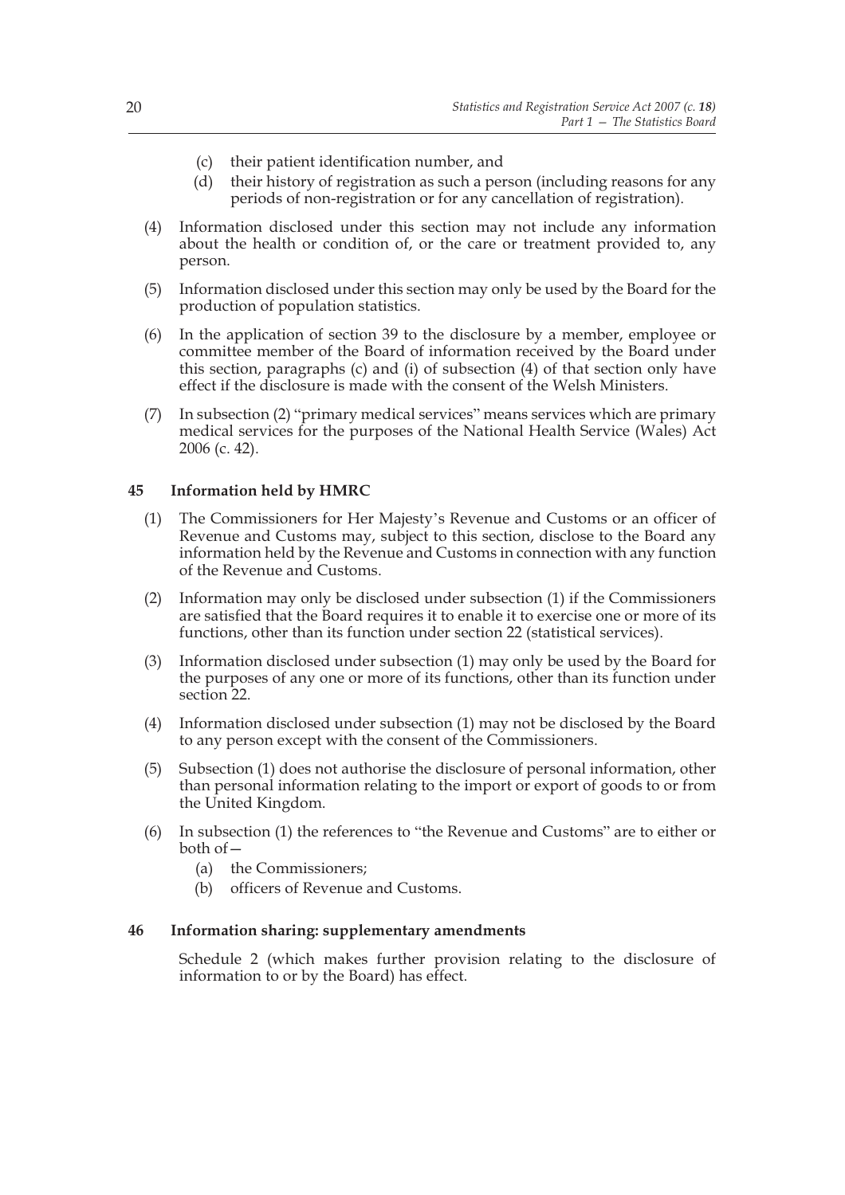(c) their patient identification number, and

(d) their history of registration as such a person (including reasons for any periods of non-registration or for any cancellation of registration).

(4) Information disclosed under this section may not include any information about the health or condition of, or the care or treatment provided to, any person.

(5) Information disclosed under this section may only be used by the Board for the production of population statistics.

(6) In the application of section 39 to the disclosure by a member, employee or committee member of the Board of information received by the Board under this section, paragraphs (c) and (i) of subsection (4) of that section only have effect if the disclosure is made with the consent of the Welsh Ministers.

(7) In subsection (2) "primary medical services" means services which are primary medical services for the purposes of the National Health Service (Wales) Act 2006 (c. 42).

**45 Information held by HMRC**

(1) The Commissioners for Her Majesty's Revenue and Customs or an officer of Revenue and Customs may, subject to this section, disclose to the Board any information held by the Revenue and Customs in connection with any function of the Revenue and Customs.

(2) Information may only be disclosed under subsection (1) if the Commissioners are satisfied that the Board requires it to enable it to exercise one or more of its functions, other than its function under section 22 (statistical services).

(3) Information disclosed under subsection (1) may only be used by the Board for the purposes of any one or more of its functions, other than its function under section 22.

(4) Information disclosed under subsection (1) may not be disclosed by the Board to any person except with the consent of the Commissioners.

(5) Subsection (1) does not authorise the disclosure of personal information, other than personal information relating to the import or export of goods to or from the United Kingdom.

(6) In subsection (1) the references to "the Revenue and Customs" are to either or both of—

(a) the Commissioners;

(b) officers of Revenue and Customs.

**46 Information sharing: supplementary amendments**

Schedule 2 (which makes further provision relating to the disclosure of information to or by the Board) has effect.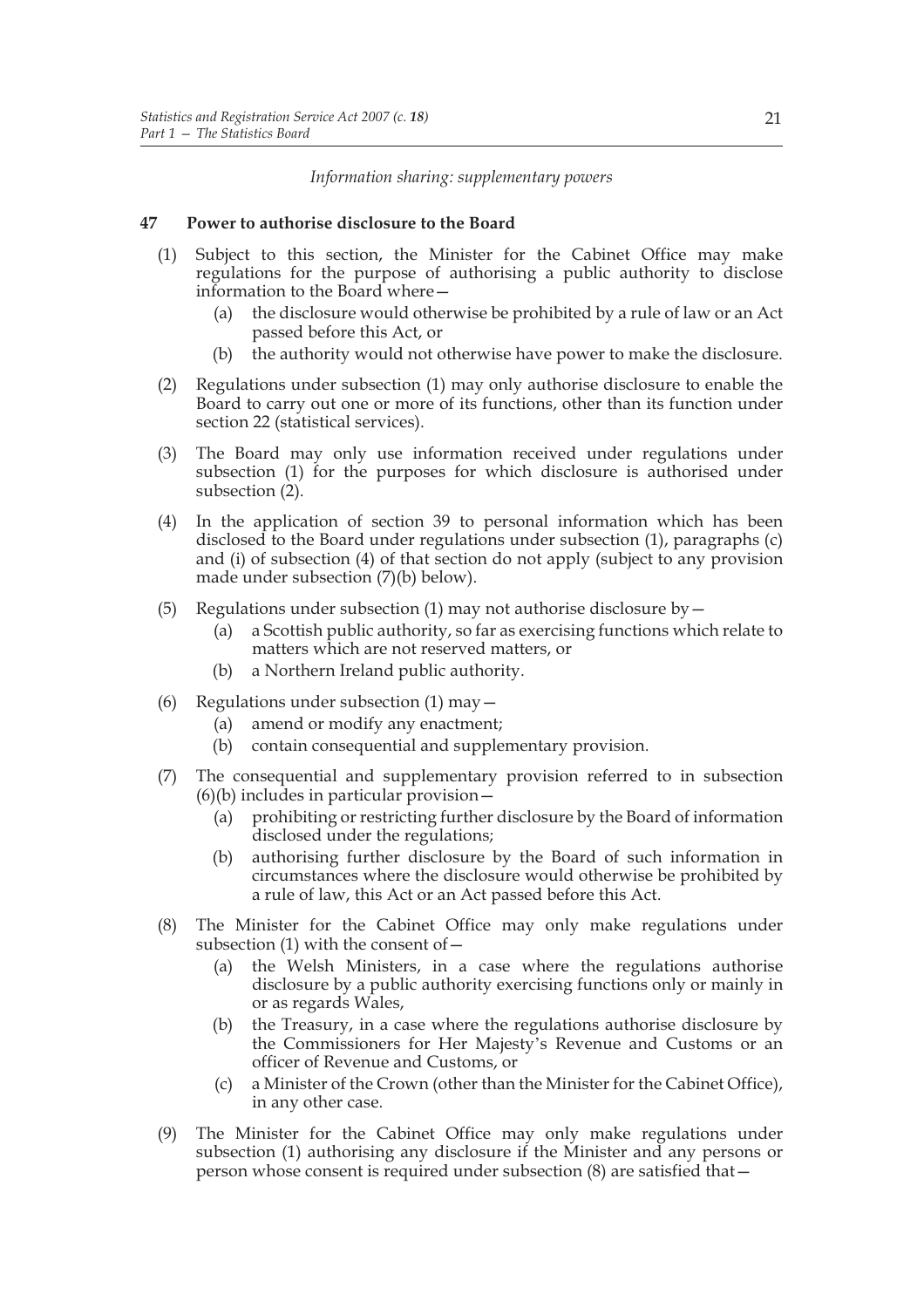*Information sharing: supplementary powers*

**47 Power to authorise disclosure to the Board**

(1) Subject to this section, the Minister for the Cabinet Office may make regulations for the purpose of authorising a public authority to disclose information to the Board where—

   (a) the disclosure would otherwise be prohibited by a rule of law or an Act passed before this Act, or

   (b) the authority would not otherwise have power to make the disclosure.

(2) Regulations under subsection (1) may only authorise disclosure to enable the Board to carry out one or more of its functions, other than its function under section 22 (statistical services).

(3) The Board may only use information received under regulations under subsection (1) for the purposes for which disclosure is authorised under subsection (2).

(4) In the application of section 39 to personal information which has been disclosed to the Board under regulations under subsection (1), paragraphs (c) and (i) of subsection (4) of that section do not apply (subject to any provision made under subsection (7)(b) below).

(5) Regulations under subsection (1) may not authorise disclosure by—

   (a) a Scottish public authority, so far as exercising functions which relate to matters which are not reserved matters, or

   (b) a Northern Ireland public authority.

(6) Regulations under subsection (1) may—

   (a) amend or modify any enactment;

   (b) contain consequential and supplementary provision.

(7) The consequential and supplementary provision referred to in subsection (6)(b) includes in particular provision—

   (a) prohibiting or restricting further disclosure by the Board of information disclosed under the regulations;

   (b) authorising further disclosure by the Board of such information in circumstances where the disclosure would otherwise be prohibited by a rule of law, this Act or an Act passed before this Act.

(8) The Minister for the Cabinet Office may only make regulations under subsection (1) with the consent of—

   (a) the Welsh Ministers, in a case where the regulations authorise disclosure by a public authority exercising functions only or mainly in or as regards Wales,

   (b) the Treasury, in a case where the regulations authorise disclosure by the Commissioners for Her Majesty's Revenue and Customs or an officer of Revenue and Customs, or

   (c) a Minister of the Crown (other than the Minister for the Cabinet Office), in any other case.

(9) The Minister for the Cabinet Office may only make regulations under subsection (1) authorising any disclosure if the Minister and any persons or person whose consent is required under subsection (8) are satisfied that—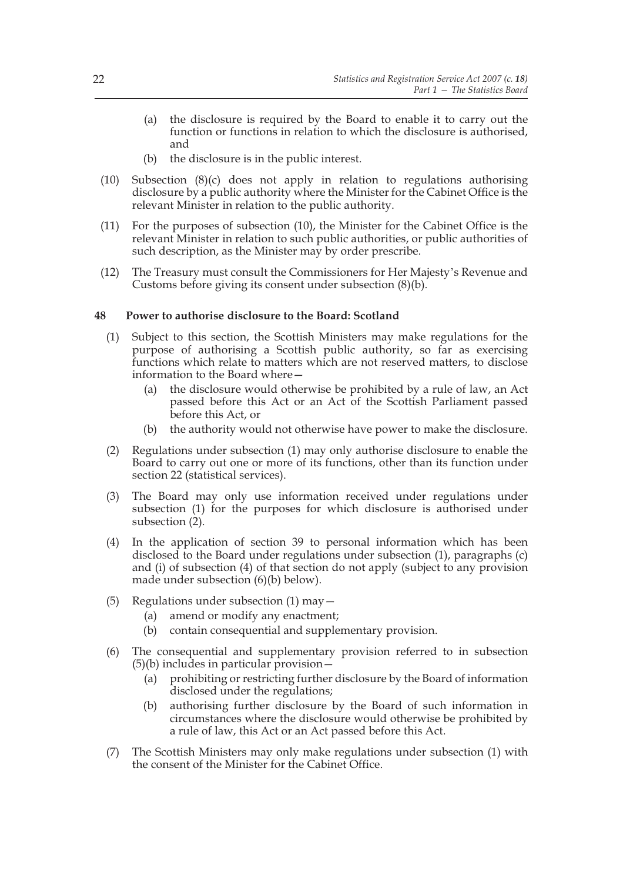(a) the disclosure is required by the Board to enable it to carry out the function or functions in relation to which the disclosure is authorised, and

(b) the disclosure is in the public interest.

(10) Subsection (8)(c) does not apply in relation to regulations authorising disclosure by a public authority where the Minister for the Cabinet Office is the relevant Minister in relation to the public authority.

(11) For the purposes of subsection (10), the Minister for the Cabinet Office is the relevant Minister in relation to such public authorities, or public authorities of such description, as the Minister may by order prescribe.

(12) The Treasury must consult the Commissioners for Her Majesty's Revenue and Customs before giving its consent under subsection (8)(b).

**48 Power to authorise disclosure to the Board: Scotland**

(1) Subject to this section, the Scottish Ministers may make regulations for the purpose of authorising a Scottish public authority, so far as exercising functions which relate to matters which are not reserved matters, to disclose information to the Board where—

(a) the disclosure would otherwise be prohibited by a rule of law, an Act passed before this Act or an Act of the Scottish Parliament passed before this Act, or

(b) the authority would not otherwise have power to make the disclosure.

(2) Regulations under subsection (1) may only authorise disclosure to enable the Board to carry out one or more of its functions, other than its function under section 22 (statistical services).

(3) The Board may only use information received under regulations under subsection (1) for the purposes for which disclosure is authorised under subsection (2).

(4) In the application of section 39 to personal information which has been disclosed to the Board under regulations under subsection (1), paragraphs (c) and (i) of subsection (4) of that section do not apply (subject to any provision made under subsection (6)(b) below).

(5) Regulations under subsection (1) may—

(a) amend or modify any enactment;

(b) contain consequential and supplementary provision.

(6) The consequential and supplementary provision referred to in subsection (5)(b) includes in particular provision—

(a) prohibiting or restricting further disclosure by the Board of information disclosed under the regulations;

(b) authorising further disclosure by the Board of such information in circumstances where the disclosure would otherwise be prohibited by a rule of law, this Act or an Act passed before this Act.

(7) The Scottish Ministers may only make regulations under subsection (1) with the consent of the Minister for the Cabinet Office.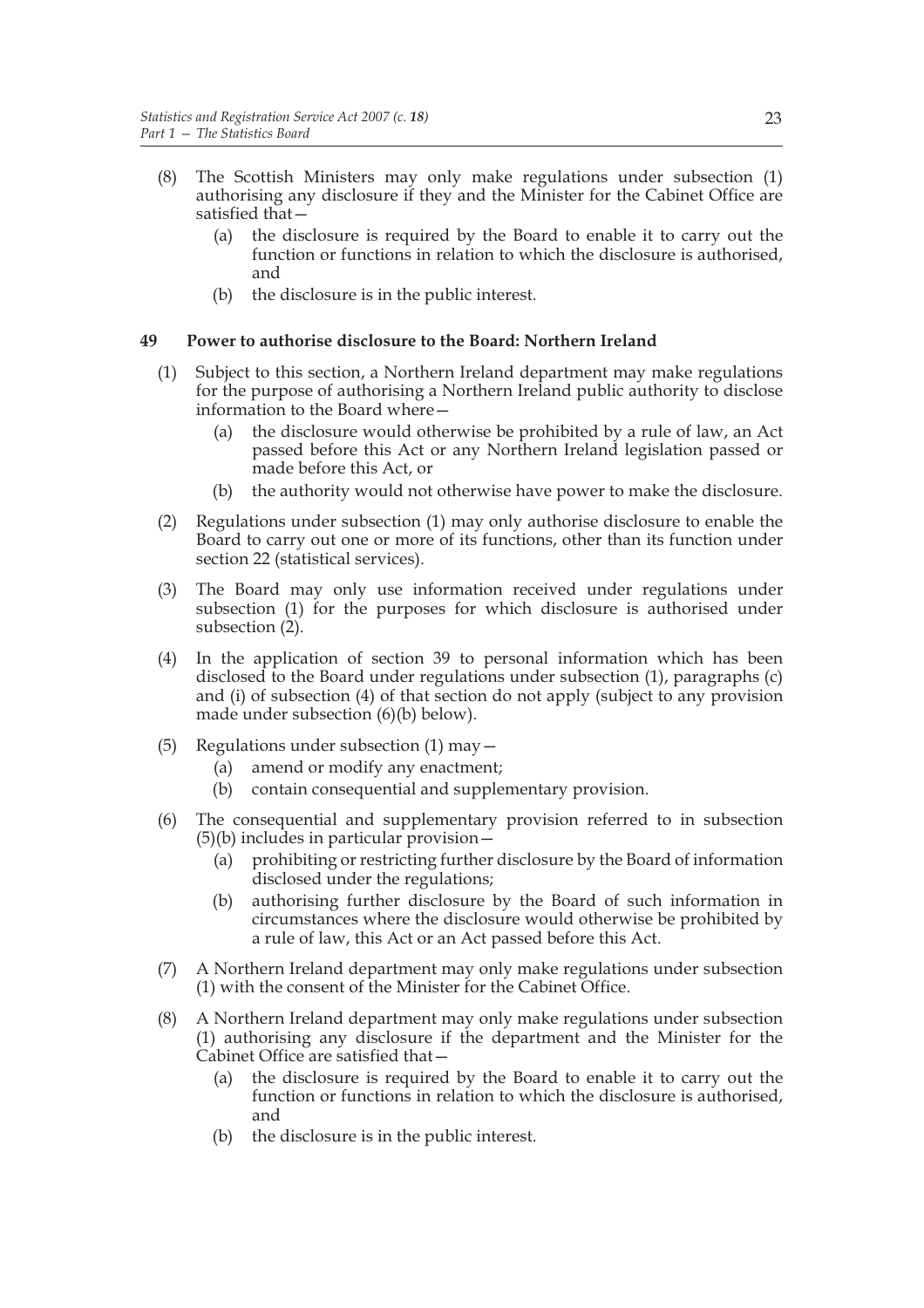(8) The Scottish Ministers may only make regulations under subsection (1) authorising any disclosure if they and the Minister for the Cabinet Office are satisfied that—

   (a) the disclosure is required by the Board to enable it to carry out the function or functions in relation to which the disclosure is authorised, and

   (b) the disclosure is in the public interest.

**49 Power to authorise disclosure to the Board: Northern Ireland**

(1) Subject to this section, a Northern Ireland department may make regulations for the purpose of authorising a Northern Ireland public authority to disclose information to the Board where—

   (a) the disclosure would otherwise be prohibited by a rule of law, an Act passed before this Act or any Northern Ireland legislation passed or made before this Act, or

   (b) the authority would not otherwise have power to make the disclosure.

(2) Regulations under subsection (1) may only authorise disclosure to enable the Board to carry out one or more of its functions, other than its function under section 22 (statistical services).

(3) The Board may only use information received under regulations under subsection (1) for the purposes for which disclosure is authorised under subsection (2).

(4) In the application of section 39 to personal information which has been disclosed to the Board under regulations under subsection (1), paragraphs (c) and (i) of subsection (4) of that section do not apply (subject to any provision made under subsection (6)(b) below).

(5) Regulations under subsection (1) may—

   (a) amend or modify any enactment;

   (b) contain consequential and supplementary provision.

(6) The consequential and supplementary provision referred to in subsection (5)(b) includes in particular provision—

   (a) prohibiting or restricting further disclosure by the Board of information disclosed under the regulations;

   (b) authorising further disclosure by the Board of such information in circumstances where the disclosure would otherwise be prohibited by a rule of law, this Act or an Act passed before this Act.

(7) A Northern Ireland department may only make regulations under subsection (1) with the consent of the Minister for the Cabinet Office.

(8) A Northern Ireland department may only make regulations under subsection (1) authorising any disclosure if the department and the Minister for the Cabinet Office are satisfied that—

   (a) the disclosure is required by the Board to enable it to carry out the function or functions in relation to which the disclosure is authorised, and

   (b) the disclosure is in the public interest.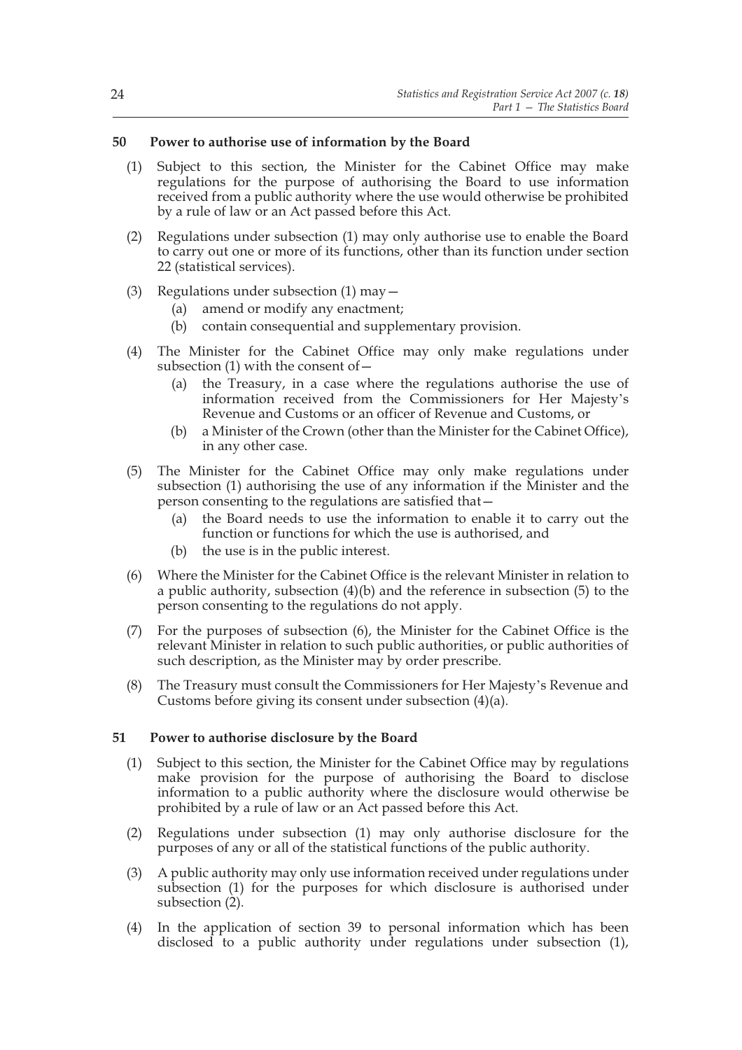### 50 Power to authorise use of information by the Board

(1) Subject to this section, the Minister for the Cabinet Office may make regulations for the purpose of authorising the Board to use information received from a public authority where the use would otherwise be prohibited by a rule of law or an Act passed before this Act.

(2) Regulations under subsection (1) may only authorise use to enable the Board to carry out one or more of its functions, other than its function under section 22 (statistical services).

(3) Regulations under subsection (1) may—
   (a) amend or modify any enactment;
   (b) contain consequential and supplementary provision.

(4) The Minister for the Cabinet Office may only make regulations under subsection (1) with the consent of—
   (a) the Treasury, in a case where the regulations authorise the use of information received from the Commissioners for Her Majesty's Revenue and Customs or an officer of Revenue and Customs, or
   (b) a Minister of the Crown (other than the Minister for the Cabinet Office), in any other case.

(5) The Minister for the Cabinet Office may only make regulations under subsection (1) authorising the use of any information if the Minister and the person consenting to the regulations are satisfied that—
   (a) the Board needs to use the information to enable it to carry out the function or functions for which the use is authorised, and
   (b) the use is in the public interest.

(6) Where the Minister for the Cabinet Office is the relevant Minister in relation to a public authority, subsection (4)(b) and the reference in subsection (5) to the person consenting to the regulations do not apply.

(7) For the purposes of subsection (6), the Minister for the Cabinet Office is the relevant Minister in relation to such public authorities, or public authorities of such description, as the Minister may by order prescribe.

(8) The Treasury must consult the Commissioners for Her Majesty's Revenue and Customs before giving its consent under subsection (4)(a).

### 51 Power to authorise disclosure by the Board

(1) Subject to this section, the Minister for the Cabinet Office may by regulations make provision for the purpose of authorising the Board to disclose information to a public authority where the disclosure would otherwise be prohibited by a rule of law or an Act passed before this Act.

(2) Regulations under subsection (1) may only authorise disclosure for the purposes of any or all of the statistical functions of the public authority.

(3) A public authority may only use information received under regulations under subsection (1) for the purposes for which disclosure is authorised under subsection (2).

(4) In the application of section 39 to personal information which has been disclosed to a public authority under regulations under subsection (1),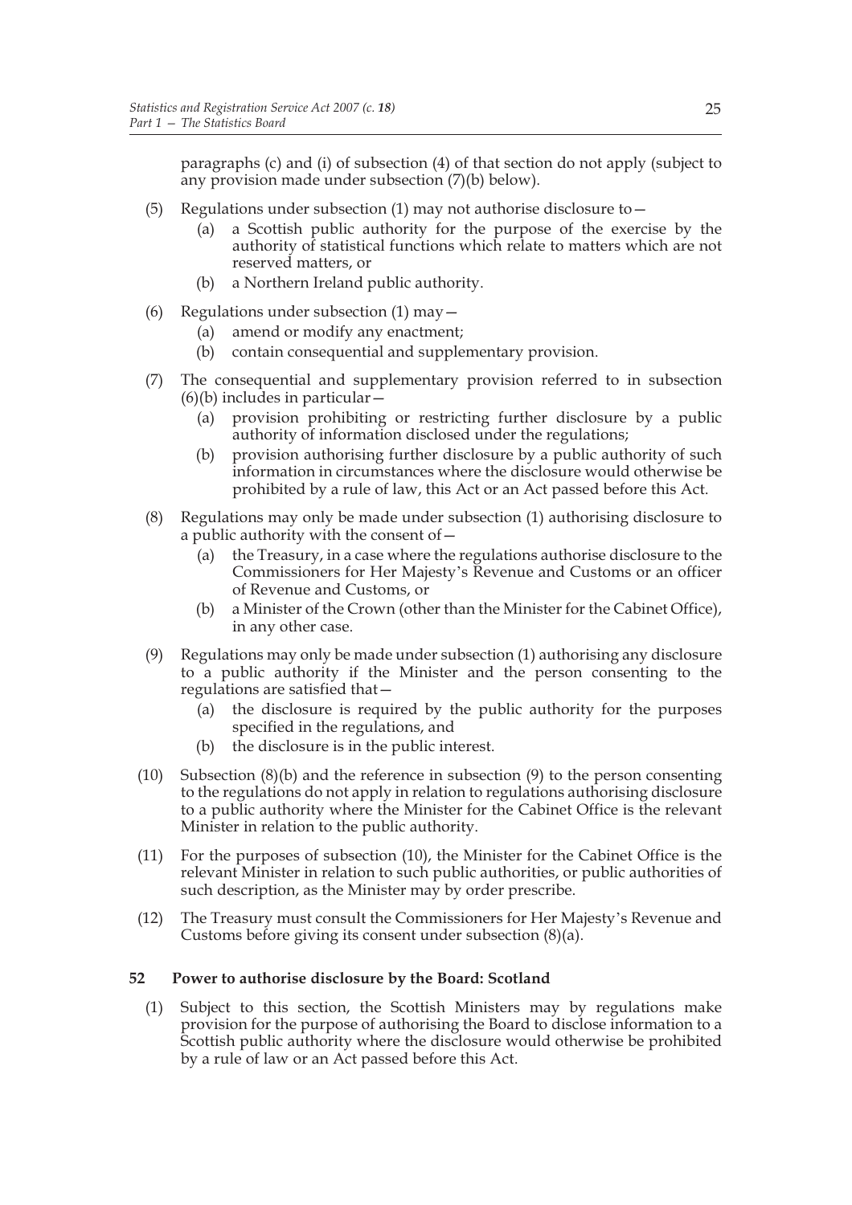paragraphs (c) and (i) of subsection (4) of that section do not apply (subject to any provision made under subsection (7)(b) below).

(5) Regulations under subsection (1) may not authorise disclosure to—

  (a) a Scottish public authority for the purpose of the exercise by the authority of statistical functions which relate to matters which are not reserved matters, or

  (b) a Northern Ireland public authority.

(6) Regulations under subsection (1) may—

  (a) amend or modify any enactment;

  (b) contain consequential and supplementary provision.

(7) The consequential and supplementary provision referred to in subsection (6)(b) includes in particular—

  (a) provision prohibiting or restricting further disclosure by a public authority of information disclosed under the regulations;

  (b) provision authorising further disclosure by a public authority of such information in circumstances where the disclosure would otherwise be prohibited by a rule of law, this Act or an Act passed before this Act.

(8) Regulations may only be made under subsection (1) authorising disclosure to a public authority with the consent of—

  (a) the Treasury, in a case where the regulations authorise disclosure to the Commissioners for Her Majesty's Revenue and Customs or an officer of Revenue and Customs, or

  (b) a Minister of the Crown (other than the Minister for the Cabinet Office), in any other case.

(9) Regulations may only be made under subsection (1) authorising any disclosure to a public authority if the Minister and the person consenting to the regulations are satisfied that—

  (a) the disclosure is required by the public authority for the purposes specified in the regulations, and

  (b) the disclosure is in the public interest.

(10) Subsection (8)(b) and the reference in subsection (9) to the person consenting to the regulations do not apply in relation to regulations authorising disclosure to a public authority where the Minister for the Cabinet Office is the relevant Minister in relation to the public authority.

(11) For the purposes of subsection (10), the Minister for the Cabinet Office is the relevant Minister in relation to such public authorities, or public authorities of such description, as the Minister may by order prescribe.

(12) The Treasury must consult the Commissioners for Her Majesty's Revenue and Customs before giving its consent under subsection (8)(a).

### 52 Power to authorise disclosure by the Board: Scotland

(1) Subject to this section, the Scottish Ministers may by regulations make provision for the purpose of authorising the Board to disclose information to a Scottish public authority where the disclosure would otherwise be prohibited by a rule of law or an Act passed before this Act.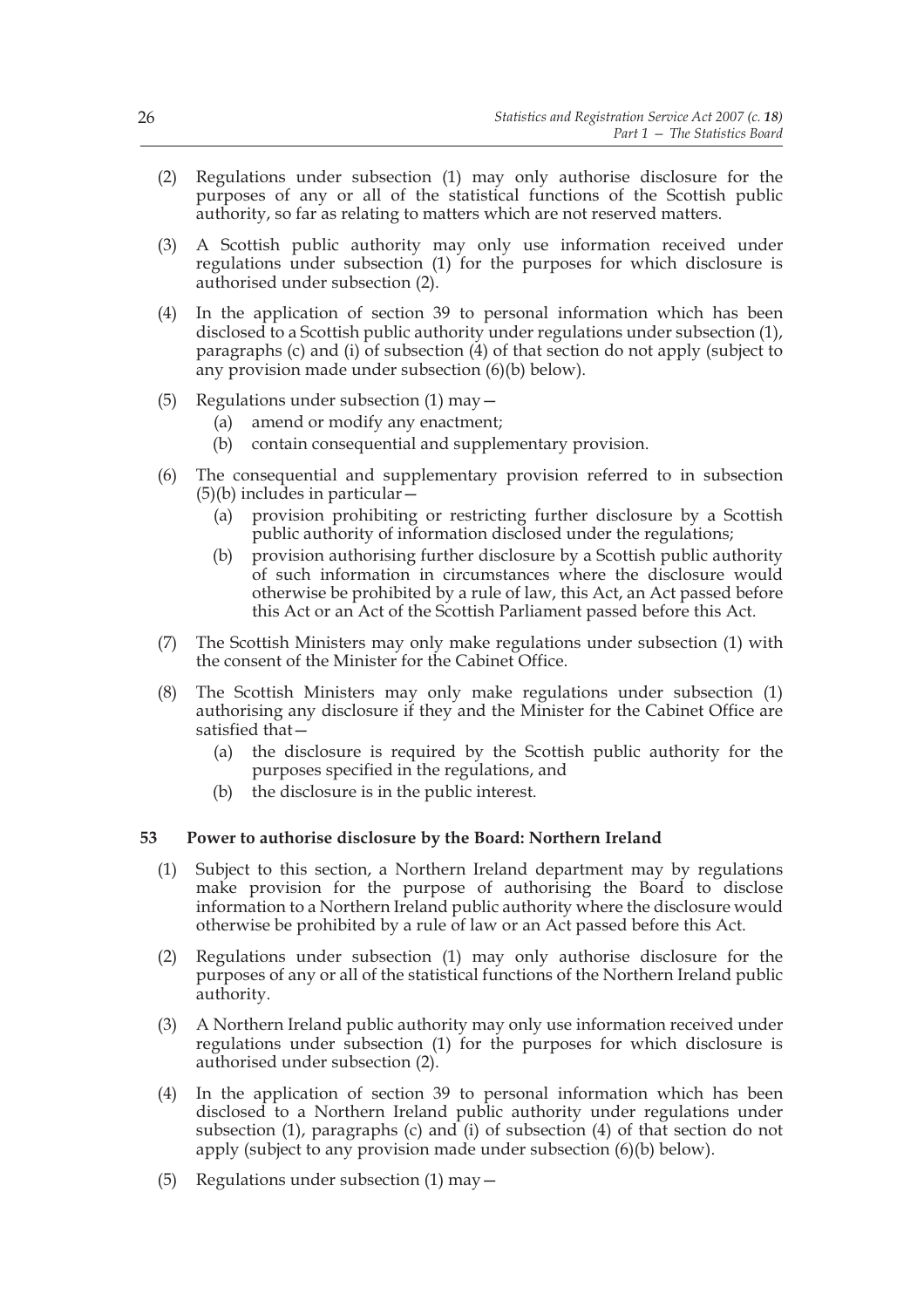(2) Regulations under subsection (1) may only authorise disclosure for the purposes of any or all of the statistical functions of the Scottish public authority, so far as relating to matters which are not reserved matters.

(3) A Scottish public authority may only use information received under regulations under subsection (1) for the purposes for which disclosure is authorised under subsection (2).

(4) In the application of section 39 to personal information which has been disclosed to a Scottish public authority under regulations under subsection (1), paragraphs (c) and (i) of subsection (4) of that section do not apply (subject to any provision made under subsection (6)(b) below).

(5) Regulations under subsection (1) may—

  (a) amend or modify any enactment;

  (b) contain consequential and supplementary provision.

(6) The consequential and supplementary provision referred to in subsection (5)(b) includes in particular—

  (a) provision prohibiting or restricting further disclosure by a Scottish public authority of information disclosed under the regulations;

  (b) provision authorising further disclosure by a Scottish public authority of such information in circumstances where the disclosure would otherwise be prohibited by a rule of law, this Act, an Act passed before this Act or an Act of the Scottish Parliament passed before this Act.

(7) The Scottish Ministers may only make regulations under subsection (1) with the consent of the Minister for the Cabinet Office.

(8) The Scottish Ministers may only make regulations under subsection (1) authorising any disclosure if they and the Minister for the Cabinet Office are satisfied that—

  (a) the disclosure is required by the Scottish public authority for the purposes specified in the regulations, and

  (b) the disclosure is in the public interest.

### 53 Power to authorise disclosure by the Board: Northern Ireland

(1) Subject to this section, a Northern Ireland department may by regulations make provision for the purpose of authorising the Board to disclose information to a Northern Ireland public authority where the disclosure would otherwise be prohibited by a rule of law or an Act passed before this Act.

(2) Regulations under subsection (1) may only authorise disclosure for the purposes of any or all of the statistical functions of the Northern Ireland public authority.

(3) A Northern Ireland public authority may only use information received under regulations under subsection (1) for the purposes for which disclosure is authorised under subsection (2).

(4) In the application of section 39 to personal information which has been disclosed to a Northern Ireland public authority under regulations under subsection (1), paragraphs (c) and (i) of subsection (4) of that section do not apply (subject to any provision made under subsection (6)(b) below).

(5) Regulations under subsection (1) may—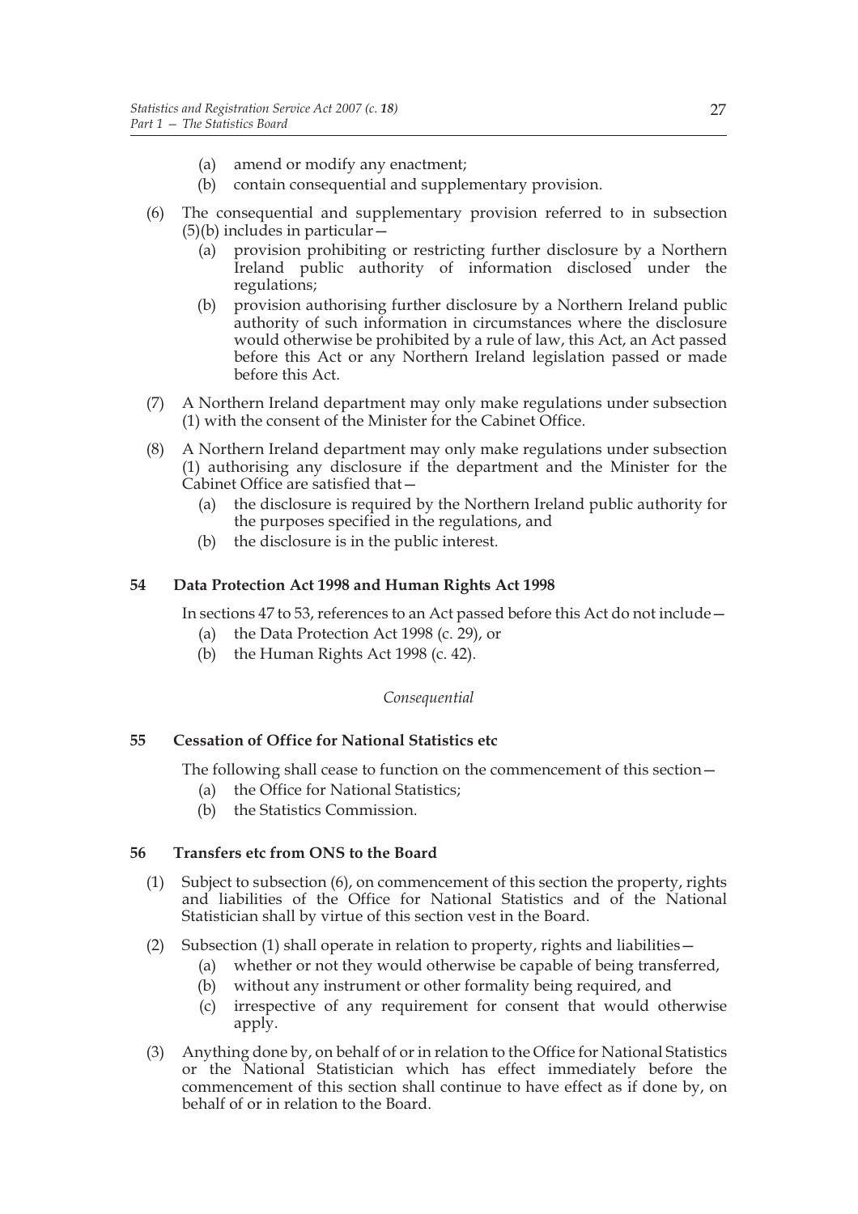- (a) amend or modify any enactment;
- (b) contain consequential and supplementary provision.

(6) The consequential and supplementary provision referred to in subsection (5)(b) includes in particular—

- (a) provision prohibiting or restricting further disclosure by a Northern Ireland public authority of information disclosed under the regulations;
- (b) provision authorising further disclosure by a Northern Ireland public authority of such information in circumstances where the disclosure would otherwise be prohibited by a rule of law, this Act, an Act passed before this Act or any Northern Ireland legislation passed or made before this Act.

(7) A Northern Ireland department may only make regulations under subsection (1) with the consent of the Minister for the Cabinet Office.

(8) A Northern Ireland department may only make regulations under subsection (1) authorising any disclosure if the department and the Minister for the Cabinet Office are satisfied that—

- (a) the disclosure is required by the Northern Ireland public authority for the purposes specified in the regulations, and
- (b) the disclosure is in the public interest.

### 54 Data Protection Act 1998 and Human Rights Act 1998

In sections 47 to 53, references to an Act passed before this Act do not include—

- (a) the Data Protection Act 1998 (c. 29), or
- (b) the Human Rights Act 1998 (c. 42).

*Consequential*

### 55 Cessation of Office for National Statistics etc

The following shall cease to function on the commencement of this section—

- (a) the Office for National Statistics;
- (b) the Statistics Commission.

### 56 Transfers etc from ONS to the Board

(1) Subject to subsection (6), on commencement of this section the property, rights and liabilities of the Office for National Statistics and of the National Statistician shall by virtue of this section vest in the Board.

(2) Subsection (1) shall operate in relation to property, rights and liabilities—

- (a) whether or not they would otherwise be capable of being transferred,
- (b) without any instrument or other formality being required, and
- (c) irrespective of any requirement for consent that would otherwise apply.

(3) Anything done by, on behalf of or in relation to the Office for National Statistics or the National Statistician which has effect immediately before the commencement of this section shall continue to have effect as if done by, on behalf of or in relation to the Board.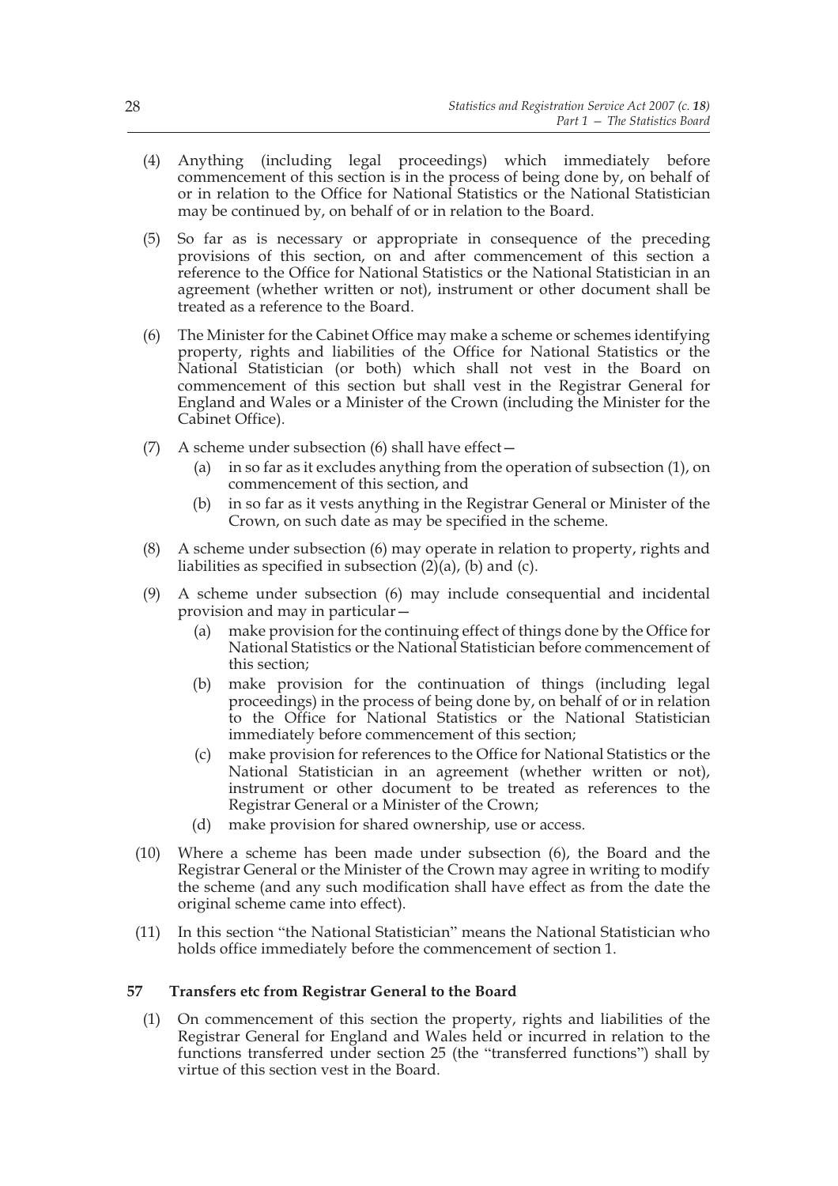(4) Anything (including legal proceedings) which immediately before commencement of this section is in the process of being done by, on behalf of or in relation to the Office for National Statistics or the National Statistician may be continued by, on behalf of or in relation to the Board.

(5) So far as is necessary or appropriate in consequence of the preceding provisions of this section, on and after commencement of this section a reference to the Office for National Statistics or the National Statistician in an agreement (whether written or not), instrument or other document shall be treated as a reference to the Board.

(6) The Minister for the Cabinet Office may make a scheme or schemes identifying property, rights and liabilities of the Office for National Statistics or the National Statistician (or both) which shall not vest in the Board on commencement of this section but shall vest in the Registrar General for England and Wales or a Minister of the Crown (including the Minister for the Cabinet Office).

(7) A scheme under subsection (6) shall have effect—
   (a) in so far as it excludes anything from the operation of subsection (1), on commencement of this section, and
   (b) in so far as it vests anything in the Registrar General or Minister of the Crown, on such date as may be specified in the scheme.

(8) A scheme under subsection (6) may operate in relation to property, rights and liabilities as specified in subsection (2)(a), (b) and (c).

(9) A scheme under subsection (6) may include consequential and incidental provision and may in particular—
   (a) make provision for the continuing effect of things done by the Office for National Statistics or the National Statistician before commencement of this section;
   (b) make provision for the continuation of things (including legal proceedings) in the process of being done by, on behalf of or in relation to the Office for National Statistics or the National Statistician immediately before commencement of this section;
   (c) make provision for references to the Office for National Statistics or the National Statistician in an agreement (whether written or not), instrument or other document to be treated as references to the Registrar General or a Minister of the Crown;
   (d) make provision for shared ownership, use or access.

(10) Where a scheme has been made under subsection (6), the Board and the Registrar General or the Minister of the Crown may agree in writing to modify the scheme (and any such modification shall have effect as from the date the original scheme came into effect).

(11) In this section "the National Statistician" means the National Statistician who holds office immediately before the commencement of section 1.

### 57 Transfers etc from Registrar General to the Board

(1) On commencement of this section the property, rights and liabilities of the Registrar General for England and Wales held or incurred in relation to the functions transferred under section 25 (the "transferred functions") shall by virtue of this section vest in the Board.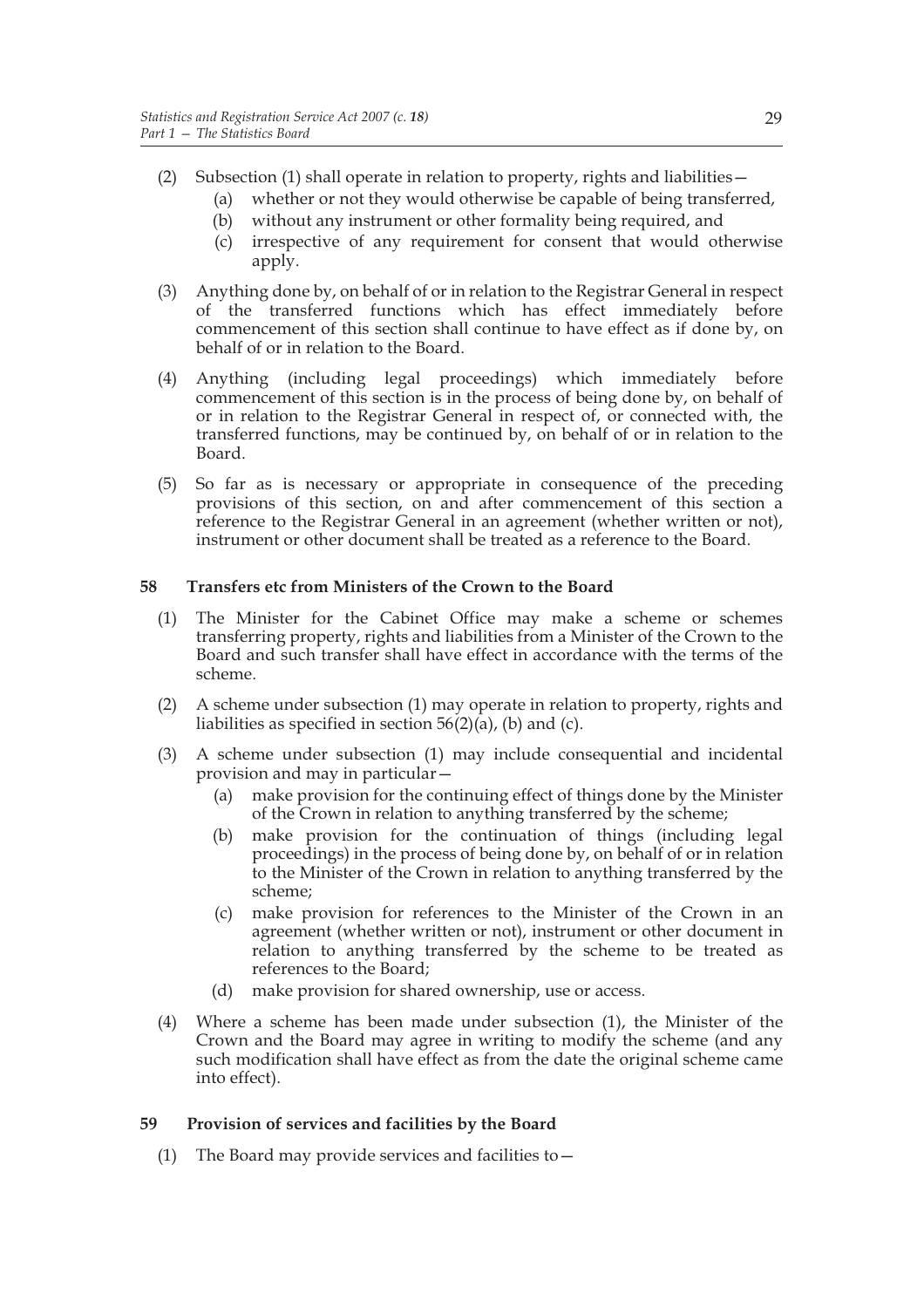(2) Subsection (1) shall operate in relation to property, rights and liabilities—

   (a) whether or not they would otherwise be capable of being transferred,

   (b) without any instrument or other formality being required, and

   (c) irrespective of any requirement for consent that would otherwise apply.

(3) Anything done by, on behalf of or in relation to the Registrar General in respect of the transferred functions which has effect immediately before commencement of this section shall continue to have effect as if done by, on behalf of or in relation to the Board.

(4) Anything (including legal proceedings) which immediately before commencement of this section is in the process of being done by, on behalf of or in relation to the Registrar General in respect of, or connected with, the transferred functions, may be continued by, on behalf of or in relation to the Board.

(5) So far as is necessary or appropriate in consequence of the preceding provisions of this section, on and after commencement of this section a reference to the Registrar General in an agreement (whether written or not), instrument or other document shall be treated as a reference to the Board.

### 58 Transfers etc from Ministers of the Crown to the Board

(1) The Minister for the Cabinet Office may make a scheme or schemes transferring property, rights and liabilities from a Minister of the Crown to the Board and such transfer shall have effect in accordance with the terms of the scheme.

(2) A scheme under subsection (1) may operate in relation to property, rights and liabilities as specified in section 56(2)(a), (b) and (c).

(3) A scheme under subsection (1) may include consequential and incidental provision and may in particular—

   (a) make provision for the continuing effect of things done by the Minister of the Crown in relation to anything transferred by the scheme;

   (b) make provision for the continuation of things (including legal proceedings) in the process of being done by, on behalf of or in relation to the Minister of the Crown in relation to anything transferred by the scheme;

   (c) make provision for references to the Minister of the Crown in an agreement (whether written or not), instrument or other document in relation to anything transferred by the scheme to be treated as references to the Board;

   (d) make provision for shared ownership, use or access.

(4) Where a scheme has been made under subsection (1), the Minister of the Crown and the Board may agree in writing to modify the scheme (and any such modification shall have effect as from the date the original scheme came into effect).

### 59 Provision of services and facilities by the Board

(1) The Board may provide services and facilities to—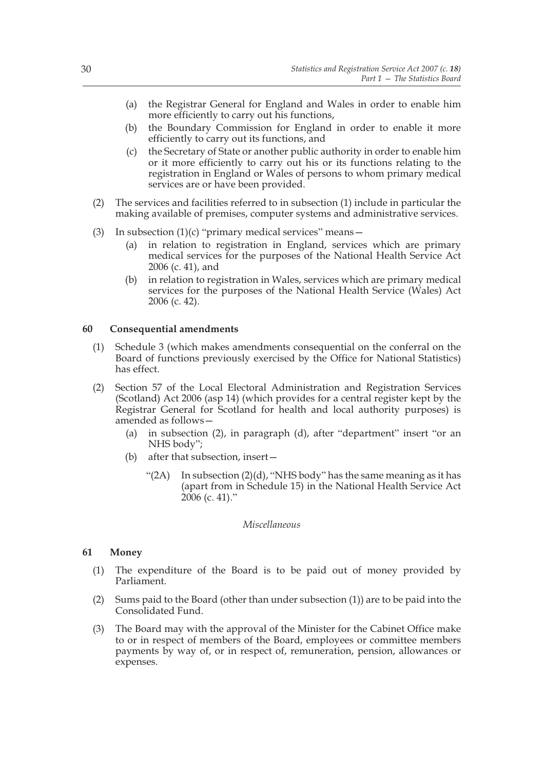(a) the Registrar General for England and Wales in order to enable him more efficiently to carry out his functions,

(b) the Boundary Commission for England in order to enable it more efficiently to carry out its functions, and

(c) the Secretary of State or another public authority in order to enable him or it more efficiently to carry out his or its functions relating to the registration in England or Wales of persons to whom primary medical services are or have been provided.

(2) The services and facilities referred to in subsection (1) include in particular the making available of premises, computer systems and administrative services.

(3) In subsection (1)(c) "primary medical services" means—

(a) in relation to registration in England, services which are primary medical services for the purposes of the National Health Service Act 2006 (c. 41), and

(b) in relation to registration in Wales, services which are primary medical services for the purposes of the National Health Service (Wales) Act 2006 (c. 42).

### 60 Consequential amendments

(1) Schedule 3 (which makes amendments consequential on the conferral on the Board of functions previously exercised by the Office for National Statistics) has effect.

(2) Section 57 of the Local Electoral Administration and Registration Services (Scotland) Act 2006 (asp 14) (which provides for a central register kept by the Registrar General for Scotland for health and local authority purposes) is amended as follows—

(a) in subsection (2), in paragraph (d), after "department" insert "or an NHS body";

(b) after that subsection, insert—

"(2A) In subsection (2)(d), "NHS body" has the same meaning as it has (apart from in Schedule 15) in the National Health Service Act 2006 (c. 41)."

*Miscellaneous*

### 61 Money

(1) The expenditure of the Board is to be paid out of money provided by Parliament.

(2) Sums paid to the Board (other than under subsection (1)) are to be paid into the Consolidated Fund.

(3) The Board may with the approval of the Minister for the Cabinet Office make to or in respect of members of the Board, employees or committee members payments by way of, or in respect of, remuneration, pension, allowances or expenses.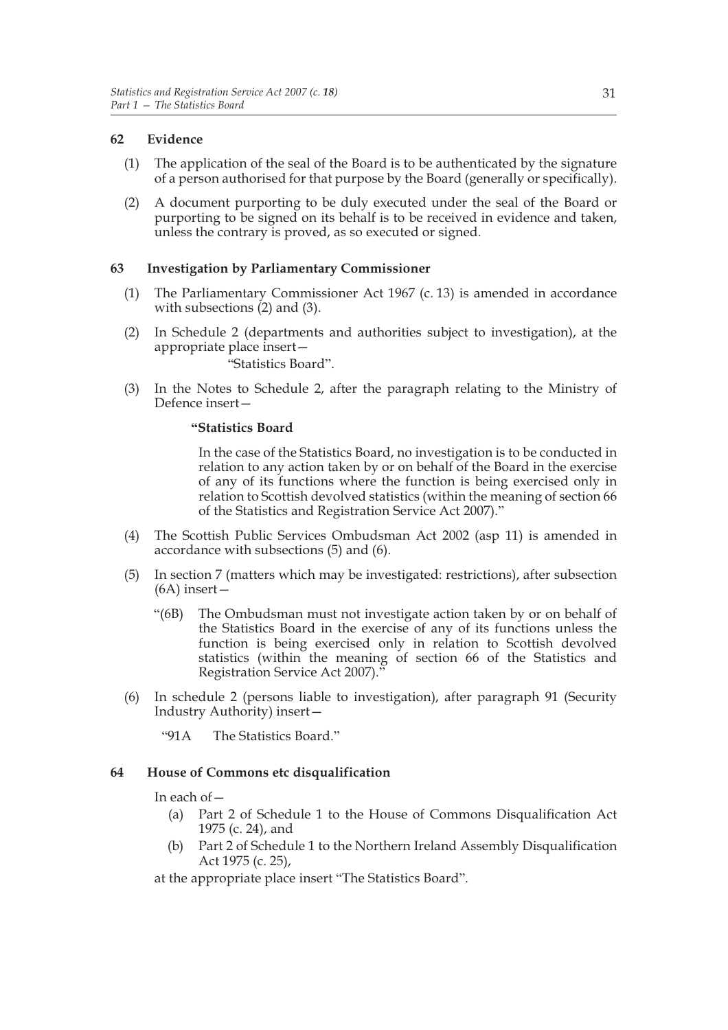### 62 Evidence

(1) The application of the seal of the Board is to be authenticated by the signature of a person authorised for that purpose by the Board (generally or specifically).

(2) A document purporting to be duly executed under the seal of the Board or purporting to be signed on its behalf is to be received in evidence and taken, unless the contrary is proved, as so executed or signed.

### 63 Investigation by Parliamentary Commissioner

(1) The Parliamentary Commissioner Act 1967 (c. 13) is amended in accordance with subsections (2) and (3).

(2) In Schedule 2 (departments and authorities subject to investigation), at the appropriate place insert—

"Statistics Board".

(3) In the Notes to Schedule 2, after the paragraph relating to the Ministry of Defence insert—

**"Statistics Board**

In the case of the Statistics Board, no investigation is to be conducted in relation to any action taken by or on behalf of the Board in the exercise of any of its functions where the function is being exercised only in relation to Scottish devolved statistics (within the meaning of section 66 of the Statistics and Registration Service Act 2007)."

(4) The Scottish Public Services Ombudsman Act 2002 (asp 11) is amended in accordance with subsections (5) and (6).

(5) In section 7 (matters which may be investigated: restrictions), after subsection (6A) insert—

"(6B) The Ombudsman must not investigate action taken by or on behalf of the Statistics Board in the exercise of any of its functions unless the function is being exercised only in relation to Scottish devolved statistics (within the meaning of section 66 of the Statistics and Registration Service Act 2007)."

(6) In schedule 2 (persons liable to investigation), after paragraph 91 (Security Industry Authority) insert—

"91A The Statistics Board."

### 64 House of Commons etc disqualification

In each of—

(a) Part 2 of Schedule 1 to the House of Commons Disqualification Act 1975 (c. 24), and

(b) Part 2 of Schedule 1 to the Northern Ireland Assembly Disqualification Act 1975 (c. 25),

at the appropriate place insert "The Statistics Board".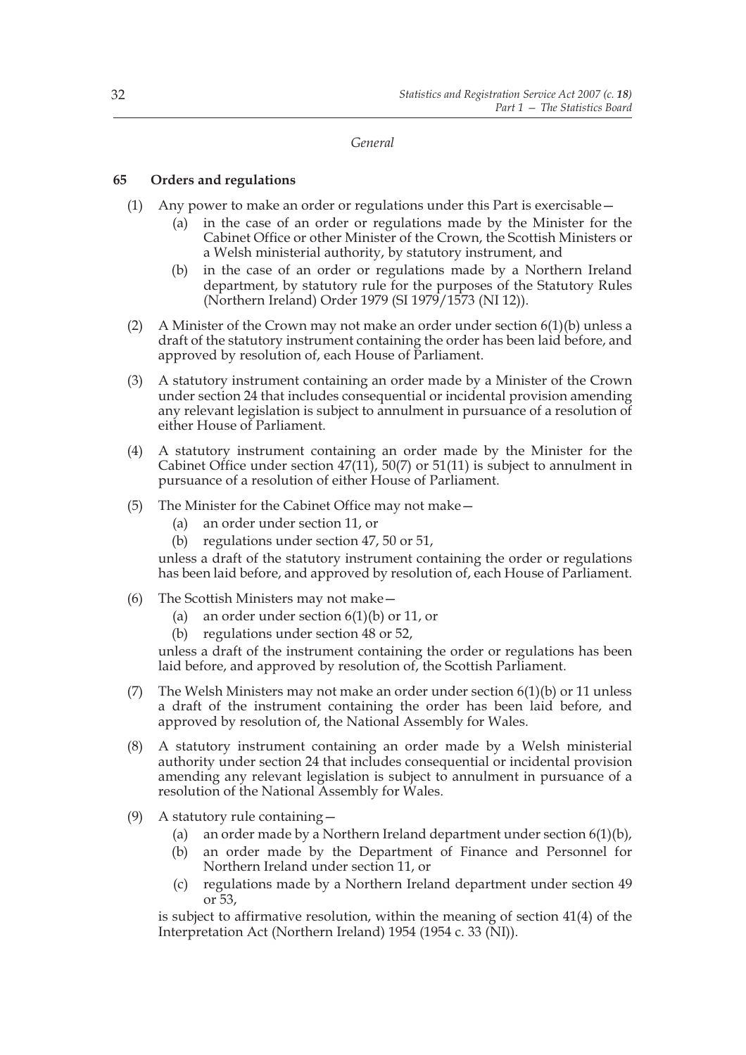*General*

**65 Orders and regulations**

(1) Any power to make an order or regulations under this Part is exercisable—

(a) in the case of an order or regulations made by the Minister for the Cabinet Office or other Minister of the Crown, the Scottish Ministers or a Welsh ministerial authority, by statutory instrument, and

(b) in the case of an order or regulations made by a Northern Ireland department, by statutory rule for the purposes of the Statutory Rules (Northern Ireland) Order 1979 (SI 1979/1573 (NI 12)).

(2) A Minister of the Crown may not make an order under section 6(1)(b) unless a draft of the statutory instrument containing the order has been laid before, and approved by resolution of, each House of Parliament.

(3) A statutory instrument containing an order made by a Minister of the Crown under section 24 that includes consequential or incidental provision amending any relevant legislation is subject to annulment in pursuance of a resolution of either House of Parliament.

(4) A statutory instrument containing an order made by the Minister for the Cabinet Office under section 47(11), 50(7) or 51(11) is subject to annulment in pursuance of a resolution of either House of Parliament.

(5) The Minister for the Cabinet Office may not make—

(a) an order under section 11, or

(b) regulations under section 47, 50 or 51,

unless a draft of the statutory instrument containing the order or regulations has been laid before, and approved by resolution of, each House of Parliament.

(6) The Scottish Ministers may not make—

(a) an order under section 6(1)(b) or 11, or

(b) regulations under section 48 or 52,

unless a draft of the instrument containing the order or regulations has been laid before, and approved by resolution of, the Scottish Parliament.

(7) The Welsh Ministers may not make an order under section 6(1)(b) or 11 unless a draft of the instrument containing the order has been laid before, and approved by resolution of, the National Assembly for Wales.

(8) A statutory instrument containing an order made by a Welsh ministerial authority under section 24 that includes consequential or incidental provision amending any relevant legislation is subject to annulment in pursuance of a resolution of the National Assembly for Wales.

(9) A statutory rule containing—

(a) an order made by a Northern Ireland department under section 6(1)(b),

(b) an order made by the Department of Finance and Personnel for Northern Ireland under section 11, or

(c) regulations made by a Northern Ireland department under section 49 or 53,

is subject to affirmative resolution, within the meaning of section 41(4) of the Interpretation Act (Northern Ireland) 1954 (1954 c. 33 (NI)).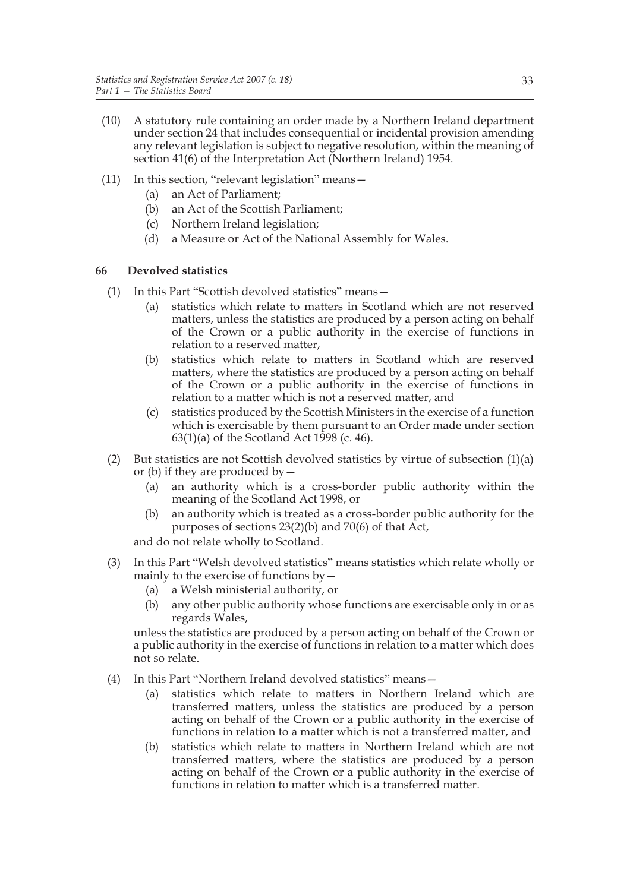(10) A statutory rule containing an order made by a Northern Ireland department under section 24 that includes consequential or incidental provision amending any relevant legislation is subject to negative resolution, within the meaning of section 41(6) of the Interpretation Act (Northern Ireland) 1954.

(11) In this section, "relevant legislation" means—

  (a) an Act of Parliament;

  (b) an Act of the Scottish Parliament;

  (c) Northern Ireland legislation;

  (d) a Measure or Act of the National Assembly for Wales.

### 66 Devolved statistics

(1) In this Part "Scottish devolved statistics" means—

  (a) statistics which relate to matters in Scotland which are not reserved matters, unless the statistics are produced by a person acting on behalf of the Crown or a public authority in the exercise of functions in relation to a reserved matter,

  (b) statistics which relate to matters in Scotland which are reserved matters, where the statistics are produced by a person acting on behalf of the Crown or a public authority in the exercise of functions in relation to a matter which is not a reserved matter, and

  (c) statistics produced by the Scottish Ministers in the exercise of a function which is exercisable by them pursuant to an Order made under section 63(1)(a) of the Scotland Act 1998 (c. 46).

(2) But statistics are not Scottish devolved statistics by virtue of subsection (1)(a) or (b) if they are produced by—

  (a) an authority which is a cross-border public authority within the meaning of the Scotland Act 1998, or

  (b) an authority which is treated as a cross-border public authority for the purposes of sections 23(2)(b) and 70(6) of that Act,

and do not relate wholly to Scotland.

(3) In this Part "Welsh devolved statistics" means statistics which relate wholly or mainly to the exercise of functions by—

  (a) a Welsh ministerial authority, or

  (b) any other public authority whose functions are exercisable only in or as regards Wales,

unless the statistics are produced by a person acting on behalf of the Crown or a public authority in the exercise of functions in relation to a matter which does not so relate.

(4) In this Part "Northern Ireland devolved statistics" means—

  (a) statistics which relate to matters in Northern Ireland which are transferred matters, unless the statistics are produced by a person acting on behalf of the Crown or a public authority in the exercise of functions in relation to a matter which is not a transferred matter, and

  (b) statistics which relate to matters in Northern Ireland which are not transferred matters, where the statistics are produced by a person acting on behalf of the Crown or a public authority in the exercise of functions in relation to matter which is a transferred matter.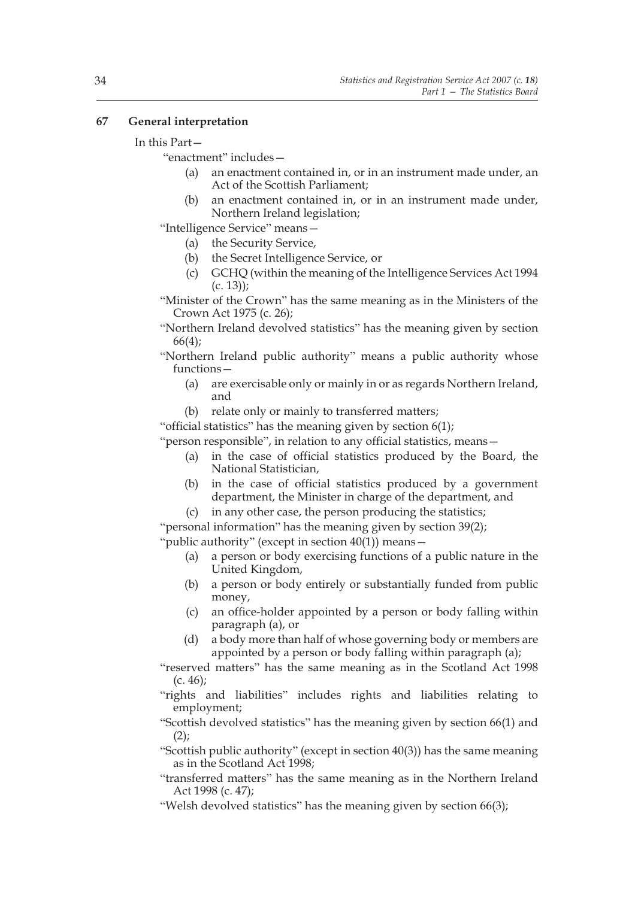**67 General interpretation**

In this Part—

"enactment" includes—

(a) an enactment contained in, or in an instrument made under, an Act of the Scottish Parliament;

(b) an enactment contained in, or in an instrument made under, Northern Ireland legislation;

"Intelligence Service" means—

(a) the Security Service,

(b) the Secret Intelligence Service, or

(c) GCHQ (within the meaning of the Intelligence Services Act 1994 (c. 13));

"Minister of the Crown" has the same meaning as in the Ministers of the Crown Act 1975 (c. 26);

"Northern Ireland devolved statistics" has the meaning given by section 66(4);

"Northern Ireland public authority" means a public authority whose functions—

(a) are exercisable only or mainly in or as regards Northern Ireland, and

(b) relate only or mainly to transferred matters;

"official statistics" has the meaning given by section 6(1);

"person responsible", in relation to any official statistics, means—

(a) in the case of official statistics produced by the Board, the National Statistician,

(b) in the case of official statistics produced by a government department, the Minister in charge of the department, and

(c) in any other case, the person producing the statistics;

"personal information" has the meaning given by section 39(2);

"public authority" (except in section 40(1)) means—

(a) a person or body exercising functions of a public nature in the United Kingdom,

(b) a person or body entirely or substantially funded from public money,

(c) an office-holder appointed by a person or body falling within paragraph (a), or

(d) a body more than half of whose governing body or members are appointed by a person or body falling within paragraph (a);

"reserved matters" has the same meaning as in the Scotland Act 1998 (c. 46);

"rights and liabilities" includes rights and liabilities relating to employment;

"Scottish devolved statistics" has the meaning given by section 66(1) and (2);

"Scottish public authority" (except in section 40(3)) has the same meaning as in the Scotland Act 1998;

"transferred matters" has the same meaning as in the Northern Ireland Act 1998 (c. 47);

"Welsh devolved statistics" has the meaning given by section 66(3);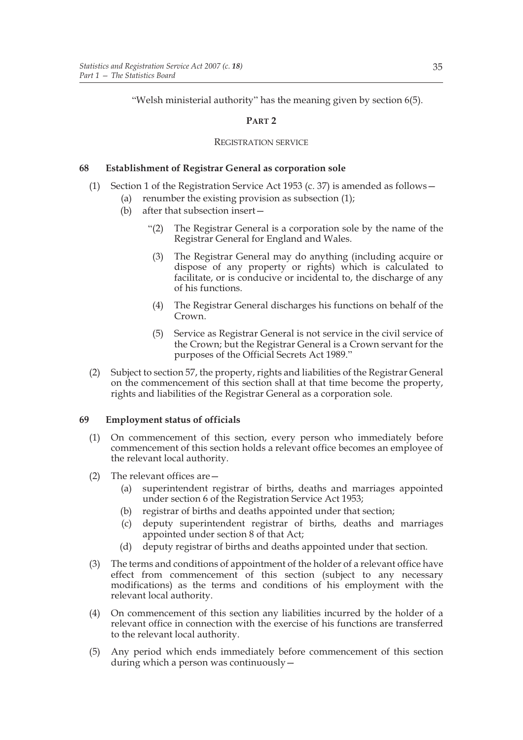"Welsh ministerial authority" has the meaning given by section 6(5).

## PART 2

### REGISTRATION SERVICE

**68 Establishment of Registrar General as corporation sole**

(1) Section 1 of the Registration Service Act 1953 (c. 37) is amended as follows—

   (a) renumber the existing provision as subsection (1);

   (b) after that subsection insert—

      "(2) The Registrar General is a corporation sole by the name of the Registrar General for England and Wales.

      (3) The Registrar General may do anything (including acquire or dispose of any property or rights) which is calculated to facilitate, or is conducive or incidental to, the discharge of any of his functions.

      (4) The Registrar General discharges his functions on behalf of the Crown.

      (5) Service as Registrar General is not service in the civil service of the Crown; but the Registrar General is a Crown servant for the purposes of the Official Secrets Act 1989."

(2) Subject to section 57, the property, rights and liabilities of the Registrar General on the commencement of this section shall at that time become the property, rights and liabilities of the Registrar General as a corporation sole.

**69 Employment status of officials**

(1) On commencement of this section, every person who immediately before commencement of this section holds a relevant office becomes an employee of the relevant local authority.

(2) The relevant offices are—

   (a) superintendent registrar of births, deaths and marriages appointed under section 6 of the Registration Service Act 1953;

   (b) registrar of births and deaths appointed under that section;

   (c) deputy superintendent registrar of births, deaths and marriages appointed under section 8 of that Act;

   (d) deputy registrar of births and deaths appointed under that section.

(3) The terms and conditions of appointment of the holder of a relevant office have effect from commencement of this section (subject to any necessary modifications) as the terms and conditions of his employment with the relevant local authority.

(4) On commencement of this section any liabilities incurred by the holder of a relevant office in connection with the exercise of his functions are transferred to the relevant local authority.

(5) Any period which ends immediately before commencement of this section during which a person was continuously—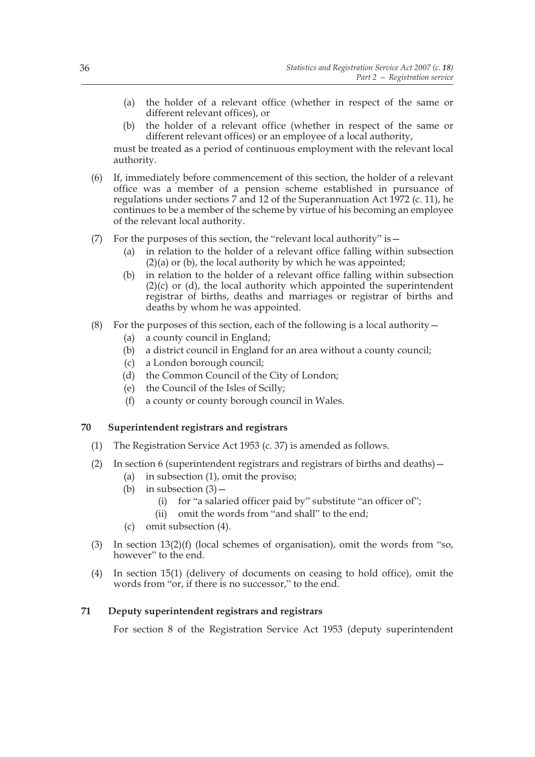(a) the holder of a relevant office (whether in respect of the same or different relevant offices), or

(b) the holder of a relevant office (whether in respect of the same or different relevant offices) or an employee of a local authority,

must be treated as a period of continuous employment with the relevant local authority.

(6) If, immediately before commencement of this section, the holder of a relevant office was a member of a pension scheme established in pursuance of regulations under sections 7 and 12 of the Superannuation Act 1972 (c. 11), he continues to be a member of the scheme by virtue of his becoming an employee of the relevant local authority.

(7) For the purposes of this section, the "relevant local authority" is—

(a) in relation to the holder of a relevant office falling within subsection (2)(a) or (b), the local authority by which he was appointed;

(b) in relation to the holder of a relevant office falling within subsection (2)(c) or (d), the local authority which appointed the superintendent registrar of births, deaths and marriages or registrar of births and deaths by whom he was appointed.

(8) For the purposes of this section, each of the following is a local authority—

(a) a county council in England;

(b) a district council in England for an area without a county council;

(c) a London borough council;

(d) the Common Council of the City of London;

(e) the Council of the Isles of Scilly;

(f) a county or county borough council in Wales.

## 70 Superintendent registrars and registrars

(1) The Registration Service Act 1953 (c. 37) is amended as follows.

(2) In section 6 (superintendent registrars and registrars of births and deaths)—

(a) in subsection (1), omit the proviso;

(b) in subsection (3)—

(i) for "a salaried officer paid by" substitute "an officer of";

(ii) omit the words from "and shall" to the end;

(c) omit subsection (4).

(3) In section 13(2)(f) (local schemes of organisation), omit the words from "so, however" to the end.

(4) In section 15(1) (delivery of documents on ceasing to hold office), omit the words from "or, if there is no successor," to the end.

## 71 Deputy superintendent registrars and registrars

For section 8 of the Registration Service Act 1953 (deputy superintendent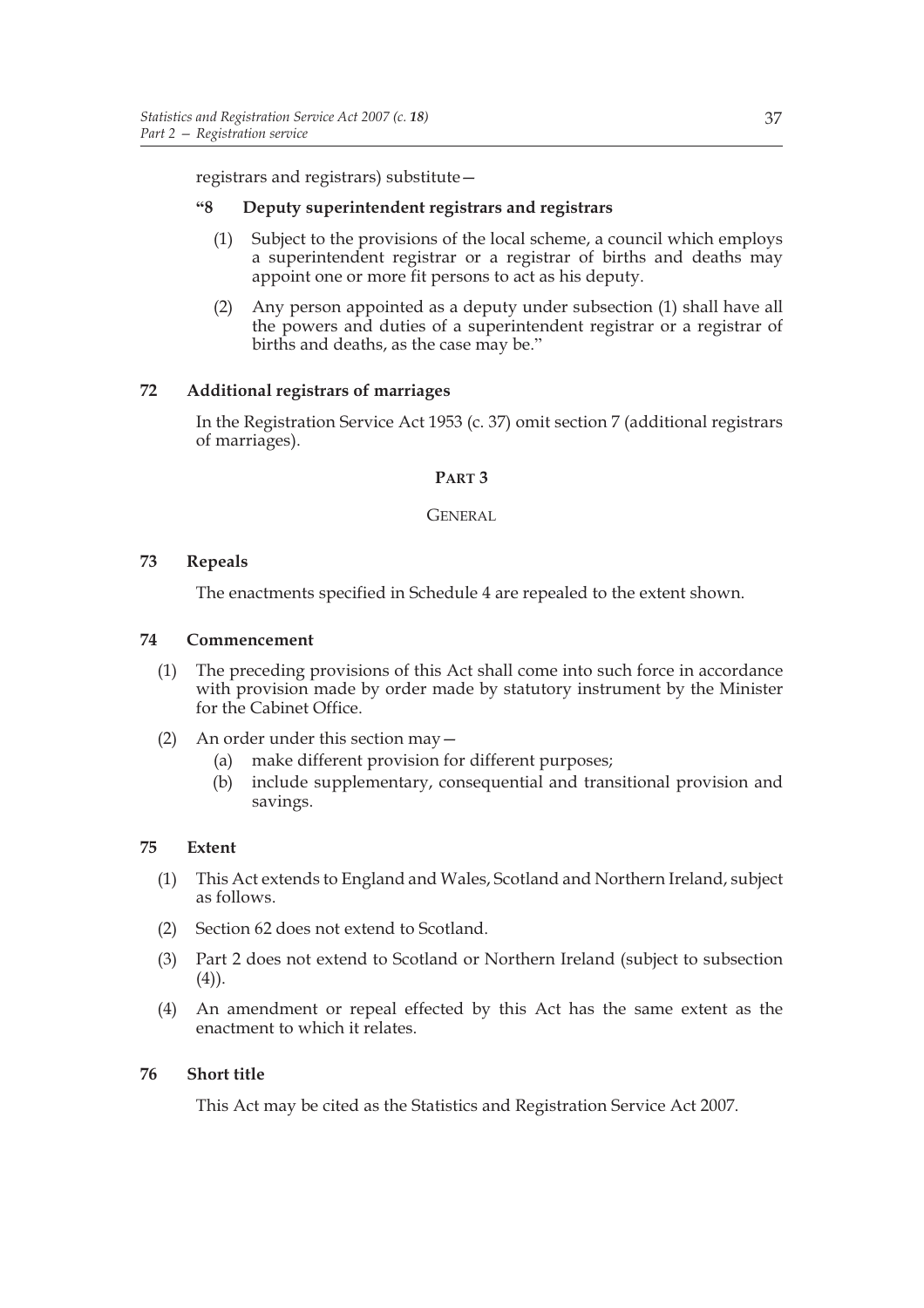registrars and registrars) substitute—

**"8 Deputy superintendent registrars and registrars**

(1) Subject to the provisions of the local scheme, a council which employs a superintendent registrar or a registrar of births and deaths may appoint one or more fit persons to act as his deputy.

(2) Any person appointed as a deputy under subsection (1) shall have all the powers and duties of a superintendent registrar or a registrar of births and deaths, as the case may be."

### 72 Additional registrars of marriages

In the Registration Service Act 1953 (c. 37) omit section 7 (additional registrars of marriages).

## PART 3

## GENERAL

### 73 Repeals

The enactments specified in Schedule 4 are repealed to the extent shown.

### 74 Commencement

(1) The preceding provisions of this Act shall come into such force in accordance with provision made by order made by statutory instrument by the Minister for the Cabinet Office.

(2) An order under this section may—

(a) make different provision for different purposes;

(b) include supplementary, consequential and transitional provision and savings.

### 75 Extent

(1) This Act extends to England and Wales, Scotland and Northern Ireland, subject as follows.

(2) Section 62 does not extend to Scotland.

(3) Part 2 does not extend to Scotland or Northern Ireland (subject to subsection (4)).

(4) An amendment or repeal effected by this Act has the same extent as the enactment to which it relates.

### 76 Short title

This Act may be cited as the Statistics and Registration Service Act 2007.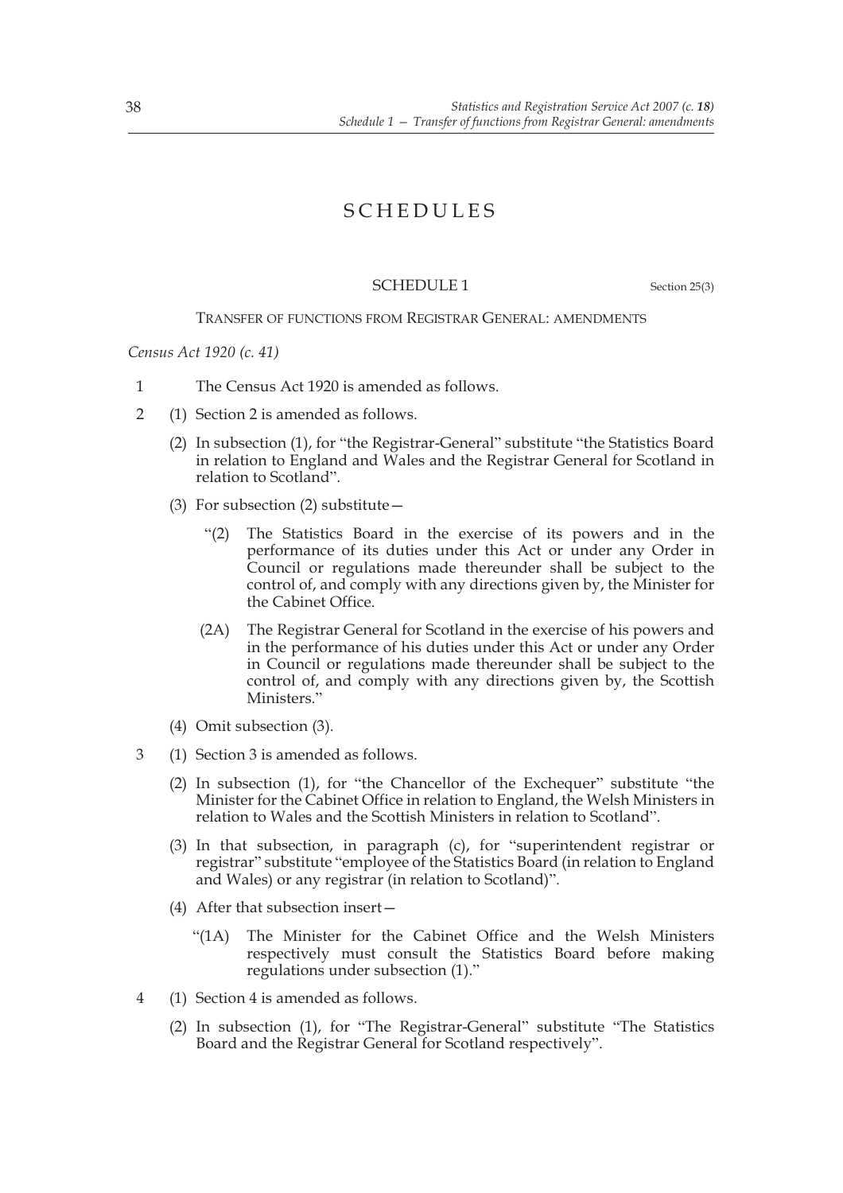# SCHEDULES

## SCHEDULE 1

Section 25(3)

### TRANSFER OF FUNCTIONS FROM REGISTRAR GENERAL: AMENDMENTS

*Census Act 1920 (c. 41)*

1 The Census Act 1920 is amended as follows.

2 (1) Section 2 is amended as follows.

(2) In subsection (1), for "the Registrar-General" substitute "the Statistics Board in relation to England and Wales and the Registrar General for Scotland in relation to Scotland".

(3) For subsection (2) substitute—

"(2) The Statistics Board in the exercise of its powers and in the performance of its duties under this Act or under any Order in Council or regulations made thereunder shall be subject to the control of, and comply with any directions given by, the Minister for the Cabinet Office.

(2A) The Registrar General for Scotland in the exercise of his powers and in the performance of his duties under this Act or under any Order in Council or regulations made thereunder shall be subject to the control of, and comply with any directions given by, the Scottish Ministers."

(4) Omit subsection (3).

3 (1) Section 3 is amended as follows.

(2) In subsection (1), for "the Chancellor of the Exchequer" substitute "the Minister for the Cabinet Office in relation to England, the Welsh Ministers in relation to Wales and the Scottish Ministers in relation to Scotland".

(3) In that subsection, in paragraph (c), for "superintendent registrar or registrar" substitute "employee of the Statistics Board (in relation to England and Wales) or any registrar (in relation to Scotland)".

(4) After that subsection insert—

"(1A) The Minister for the Cabinet Office and the Welsh Ministers respectively must consult the Statistics Board before making regulations under subsection (1)."

4 (1) Section 4 is amended as follows.

(2) In subsection (1), for "The Registrar-General" substitute "The Statistics Board and the Registrar General for Scotland respectively".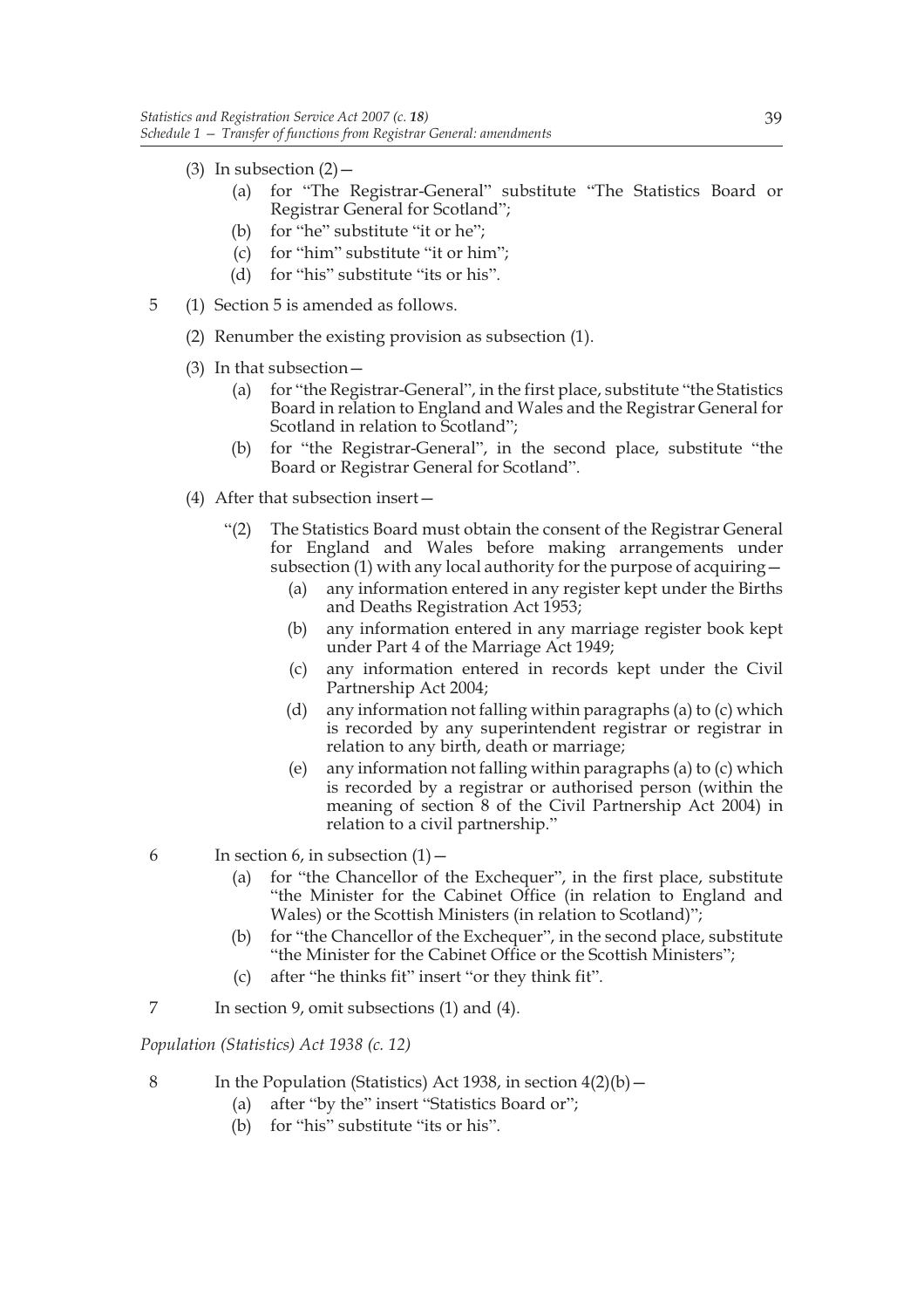(3) In subsection (2)—

(a) for "The Registrar-General" substitute "The Statistics Board or Registrar General for Scotland";

(b) for "he" substitute "it or he";

(c) for "him" substitute "it or him";

(d) for "his" substitute "its or his".

5 (1) Section 5 is amended as follows.

(2) Renumber the existing provision as subsection (1).

(3) In that subsection—

(a) for "the Registrar-General", in the first place, substitute "the Statistics Board in relation to England and Wales and the Registrar General for Scotland in relation to Scotland";

(b) for "the Registrar-General", in the second place, substitute "the Board or Registrar General for Scotland".

(4) After that subsection insert—

"(2) The Statistics Board must obtain the consent of the Registrar General for England and Wales before making arrangements under subsection (1) with any local authority for the purpose of acquiring—

(a) any information entered in any register kept under the Births and Deaths Registration Act 1953;

(b) any information entered in any marriage register book kept under Part 4 of the Marriage Act 1949;

(c) any information entered in records kept under the Civil Partnership Act 2004;

(d) any information not falling within paragraphs (a) to (c) which is recorded by any superintendent registrar or registrar in relation to any birth, death or marriage;

(e) any information not falling within paragraphs (a) to (c) which is recorded by a registrar or authorised person (within the meaning of section 8 of the Civil Partnership Act 2004) in relation to a civil partnership."

6 In section 6, in subsection (1)—

(a) for "the Chancellor of the Exchequer", in the first place, substitute "the Minister for the Cabinet Office (in relation to England and Wales) or the Scottish Ministers (in relation to Scotland)";

(b) for "the Chancellor of the Exchequer", in the second place, substitute "the Minister for the Cabinet Office or the Scottish Ministers";

(c) after "he thinks fit" insert "or they think fit".

7 In section 9, omit subsections (1) and (4).

*Population (Statistics) Act 1938 (c. 12)*

8 In the Population (Statistics) Act 1938, in section 4(2)(b)—

(a) after "by the" insert "Statistics Board or";

(b) for "his" substitute "its or his".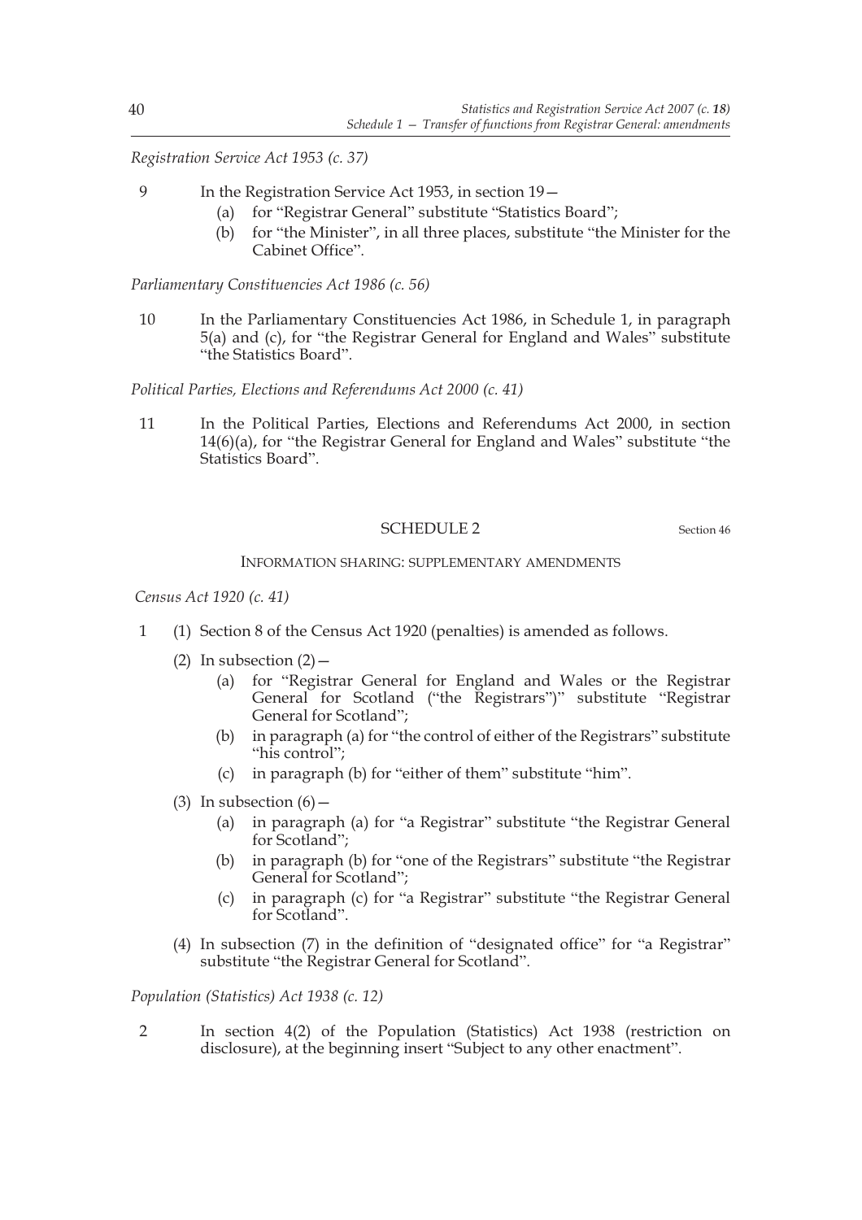*Registration Service Act 1953 (c. 37)*

9 In the Registration Service Act 1953, in section 19—

(a) for "Registrar General" substitute "Statistics Board";

(b) for "the Minister", in all three places, substitute "the Minister for the Cabinet Office".

*Parliamentary Constituencies Act 1986 (c. 56)*

10 In the Parliamentary Constituencies Act 1986, in Schedule 1, in paragraph 5(a) and (c), for "the Registrar General for England and Wales" substitute "the Statistics Board".

*Political Parties, Elections and Referendums Act 2000 (c. 41)*

11 In the Political Parties, Elections and Referendums Act 2000, in section 14(6)(a), for "the Registrar General for England and Wales" substitute "the Statistics Board".

## SCHEDULE 2

Section 46

### INFORMATION SHARING: SUPPLEMENTARY AMENDMENTS

*Census Act 1920 (c. 41)*

1 (1) Section 8 of the Census Act 1920 (penalties) is amended as follows.

(2) In subsection (2)—

(a) for "Registrar General for England and Wales or the Registrar General for Scotland ("the Registrars")" substitute "Registrar General for Scotland";

(b) in paragraph (a) for "the control of either of the Registrars" substitute "his control";

(c) in paragraph (b) for "either of them" substitute "him".

(3) In subsection (6)—

(a) in paragraph (a) for "a Registrar" substitute "the Registrar General for Scotland";

(b) in paragraph (b) for "one of the Registrars" substitute "the Registrar General for Scotland";

(c) in paragraph (c) for "a Registrar" substitute "the Registrar General for Scotland".

(4) In subsection (7) in the definition of "designated office" for "a Registrar" substitute "the Registrar General for Scotland".

*Population (Statistics) Act 1938 (c. 12)*

2 In section 4(2) of the Population (Statistics) Act 1938 (restriction on disclosure), at the beginning insert "Subject to any other enactment".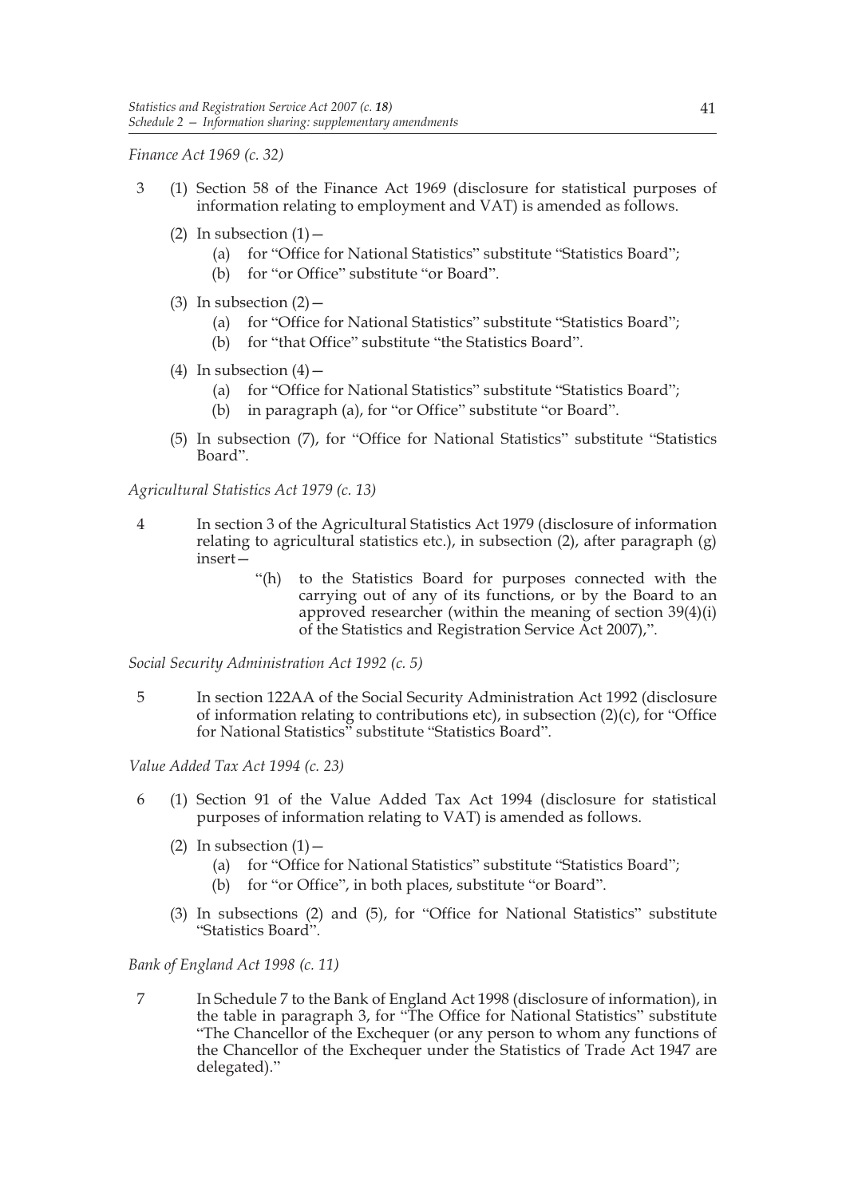*Finance Act 1969 (c. 32)*

3 (1) Section 58 of the Finance Act 1969 (disclosure for statistical purposes of information relating to employment and VAT) is amended as follows.

(2) In subsection (1)—

(a) for "Office for National Statistics" substitute "Statistics Board";

(b) for "or Office" substitute "or Board".

(3) In subsection (2)—

(a) for "Office for National Statistics" substitute "Statistics Board";

(b) for "that Office" substitute "the Statistics Board".

(4) In subsection (4)—

(a) for "Office for National Statistics" substitute "Statistics Board";

(b) in paragraph (a), for "or Office" substitute "or Board".

(5) In subsection (7), for "Office for National Statistics" substitute "Statistics Board".

*Agricultural Statistics Act 1979 (c. 13)*

4 In section 3 of the Agricultural Statistics Act 1979 (disclosure of information relating to agricultural statistics etc.), in subsection (2), after paragraph (g) insert—

"(h) to the Statistics Board for purposes connected with the carrying out of any of its functions, or by the Board to an approved researcher (within the meaning of section 39(4)(i) of the Statistics and Registration Service Act 2007),".

*Social Security Administration Act 1992 (c. 5)*

5 In section 122AA of the Social Security Administration Act 1992 (disclosure of information relating to contributions etc), in subsection (2)(c), for "Office for National Statistics" substitute "Statistics Board".

*Value Added Tax Act 1994 (c. 23)*

6 (1) Section 91 of the Value Added Tax Act 1994 (disclosure for statistical purposes of information relating to VAT) is amended as follows.

(2) In subsection (1)—

(a) for "Office for National Statistics" substitute "Statistics Board";

(b) for "or Office", in both places, substitute "or Board".

(3) In subsections (2) and (5), for "Office for National Statistics" substitute "Statistics Board".

*Bank of England Act 1998 (c. 11)*

7 In Schedule 7 to the Bank of England Act 1998 (disclosure of information), in the table in paragraph 3, for "The Office for National Statistics" substitute "The Chancellor of the Exchequer (or any person to whom any functions of the Chancellor of the Exchequer under the Statistics of Trade Act 1947 are delegated)."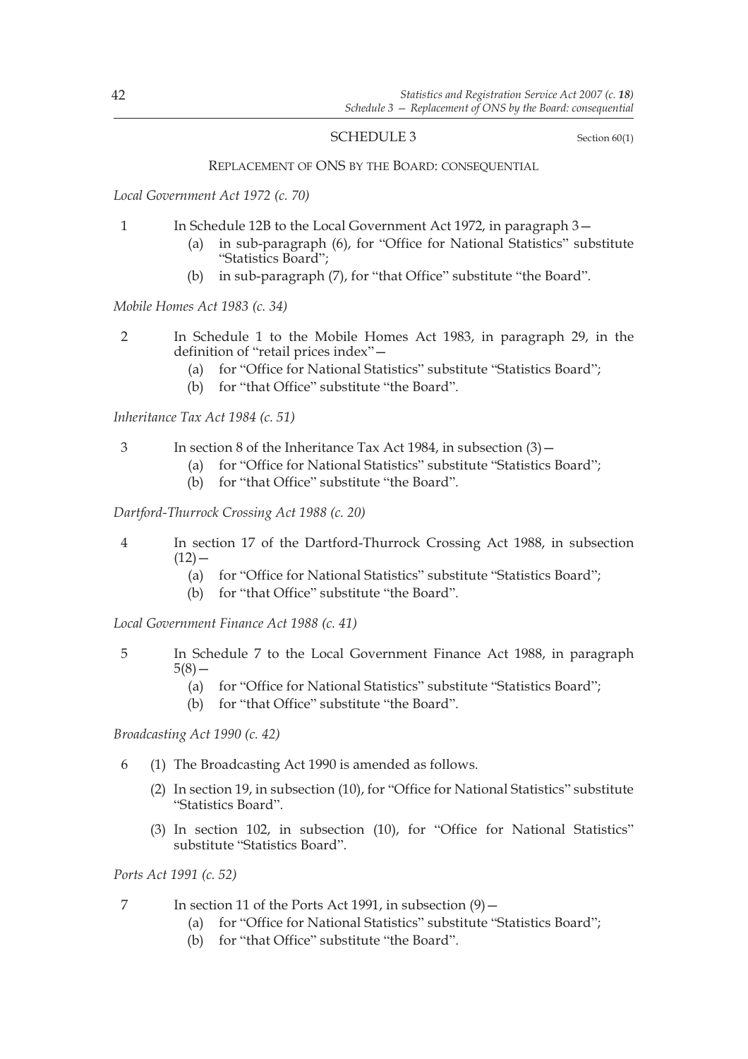## SCHEDULE 3

Section 60(1)

### REPLACEMENT OF ONS BY THE BOARD: CONSEQUENTIAL

*Local Government Act 1972 (c. 70)*

1 In Schedule 12B to the Local Government Act 1972, in paragraph 3—

(a) in sub-paragraph (6), for "Office for National Statistics" substitute "Statistics Board";

(b) in sub-paragraph (7), for "that Office" substitute "the Board".

*Mobile Homes Act 1983 (c. 34)*

2 In Schedule 1 to the Mobile Homes Act 1983, in paragraph 29, in the definition of "retail prices index"—

(a) for "Office for National Statistics" substitute "Statistics Board";

(b) for "that Office" substitute "the Board".

*Inheritance Tax Act 1984 (c. 51)*

3 In section 8 of the Inheritance Tax Act 1984, in subsection (3)—

(a) for "Office for National Statistics" substitute "Statistics Board";

(b) for "that Office" substitute "the Board".

*Dartford-Thurrock Crossing Act 1988 (c. 20)*

4 In section 17 of the Dartford-Thurrock Crossing Act 1988, in subsection (12)—

(a) for "Office for National Statistics" substitute "Statistics Board";

(b) for "that Office" substitute "the Board".

*Local Government Finance Act 1988 (c. 41)*

5 In Schedule 7 to the Local Government Finance Act 1988, in paragraph 5(8)—

(a) for "Office for National Statistics" substitute "Statistics Board";

(b) for "that Office" substitute "the Board".

*Broadcasting Act 1990 (c. 42)*

6 (1) The Broadcasting Act 1990 is amended as follows.

(2) In section 19, in subsection (10), for "Office for National Statistics" substitute "Statistics Board".

(3) In section 102, in subsection (10), for "Office for National Statistics" substitute "Statistics Board".

*Ports Act 1991 (c. 52)*

7 In section 11 of the Ports Act 1991, in subsection (9)—

(a) for "Office for National Statistics" substitute "Statistics Board";

(b) for "that Office" substitute "the Board".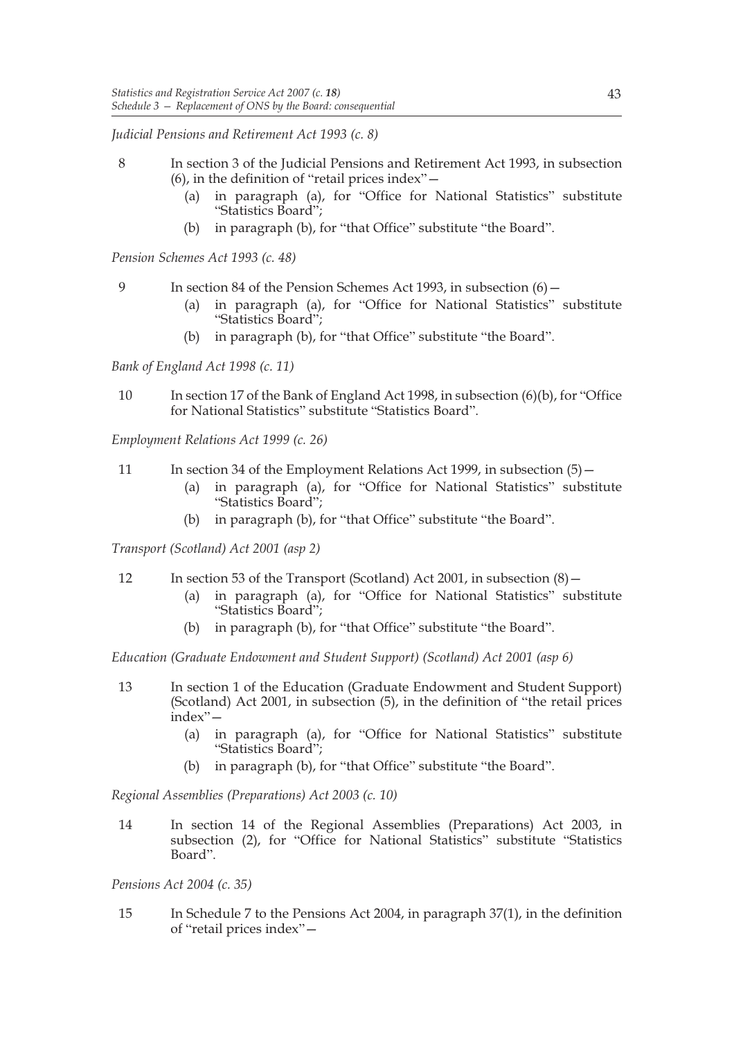*Judicial Pensions and Retirement Act 1993 (c. 8)*

8 In section 3 of the Judicial Pensions and Retirement Act 1993, in subsection (6), in the definition of "retail prices index"—

(a) in paragraph (a), for "Office for National Statistics" substitute "Statistics Board";

(b) in paragraph (b), for "that Office" substitute "the Board".

*Pension Schemes Act 1993 (c. 48)*

9 In section 84 of the Pension Schemes Act 1993, in subsection (6)—

(a) in paragraph (a), for "Office for National Statistics" substitute "Statistics Board";

(b) in paragraph (b), for "that Office" substitute "the Board".

*Bank of England Act 1998 (c. 11)*

10 In section 17 of the Bank of England Act 1998, in subsection (6)(b), for "Office for National Statistics" substitute "Statistics Board".

*Employment Relations Act 1999 (c. 26)*

11 In section 34 of the Employment Relations Act 1999, in subsection (5)—

(a) in paragraph (a), for "Office for National Statistics" substitute "Statistics Board";

(b) in paragraph (b), for "that Office" substitute "the Board".

*Transport (Scotland) Act 2001 (asp 2)*

12 In section 53 of the Transport (Scotland) Act 2001, in subsection (8)—

(a) in paragraph (a), for "Office for National Statistics" substitute "Statistics Board";

(b) in paragraph (b), for "that Office" substitute "the Board".

*Education (Graduate Endowment and Student Support) (Scotland) Act 2001 (asp 6)*

13 In section 1 of the Education (Graduate Endowment and Student Support) (Scotland) Act 2001, in subsection (5), in the definition of "the retail prices index"—

(a) in paragraph (a), for "Office for National Statistics" substitute "Statistics Board";

(b) in paragraph (b), for "that Office" substitute "the Board".

*Regional Assemblies (Preparations) Act 2003 (c. 10)*

14 In section 14 of the Regional Assemblies (Preparations) Act 2003, in subsection (2), for "Office for National Statistics" substitute "Statistics Board".

*Pensions Act 2004 (c. 35)*

15 In Schedule 7 to the Pensions Act 2004, in paragraph 37(1), in the definition of "retail prices index"—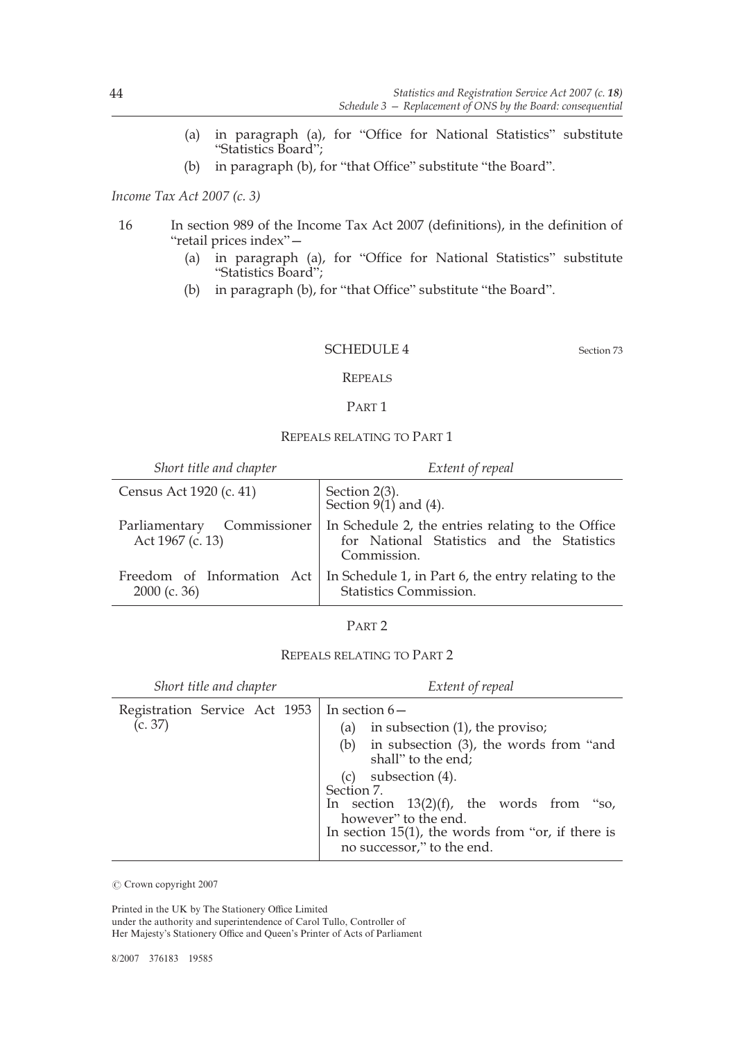(a) in paragraph (a), for "Office for National Statistics" substitute "Statistics Board";

(b) in paragraph (b), for "that Office" substitute "the Board".

*Income Tax Act 2007 (c. 3)*

16 In section 989 of the Income Tax Act 2007 (definitions), in the definition of "retail prices index"—

(a) in paragraph (a), for "Office for National Statistics" substitute "Statistics Board";

(b) in paragraph (b), for "that Office" substitute "the Board".

## SCHEDULE 4

Section 73

### REPEALS

#### PART 1

#### REPEALS RELATING TO PART 1

| *Short title and chapter* | *Extent of repeal* |
|---|---|
| Census Act 1920 (c. 41) | Section 2(3).<br>Section 9(1) and (4). |
| Parliamentary Commissioner Act 1967 (c. 13) | In Schedule 2, the entries relating to the Office for National Statistics and the Statistics Commission. |
| Freedom of Information Act 2000 (c. 36) | In Schedule 1, in Part 6, the entry relating to the Statistics Commission. |

#### PART 2

#### REPEALS RELATING TO PART 2

| *Short title and chapter* | *Extent of repeal* |
|---|---|
| Registration Service Act 1953 (c. 37) | In section 6—<br>(a) in subsection (1), the proviso;<br>(b) in subsection (3), the words from "and shall" to the end;<br>(c) subsection (4).<br>Section 7.<br>In section 13(2)(f), the words from "so, however" to the end.<br>In section 15(1), the words from "or, if there is no successor," to the end. |

© Crown copyright 2007

Printed in the UK by The Stationery Office Limited
under the authority and superintendence of Carol Tullo, Controller of
Her Majesty's Stationery Office and Queen's Printer of Acts of Parliament

8/2007 376183 19585